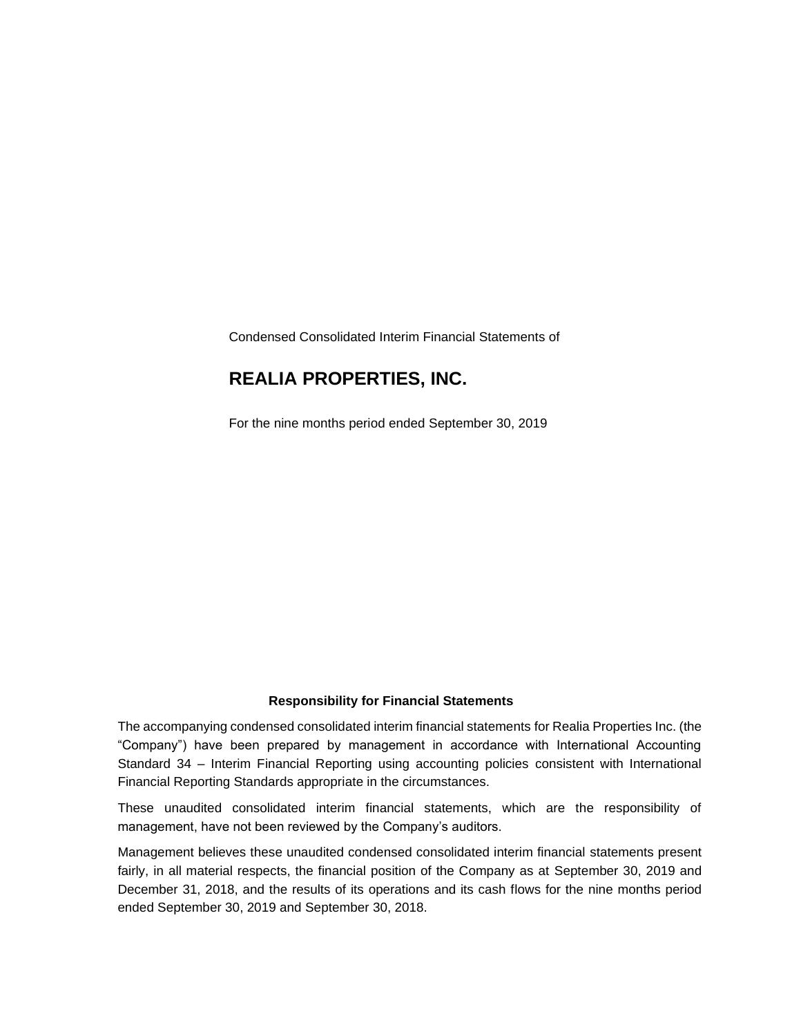Condensed Consolidated Interim Financial Statements of

# REALIA PROPERTIES, INC.

For the nine months period ended September 30, 2019

### Responsibility for Financial Statements

The accompanying condensed consolidated interim financial statements for Realia Properties Inc. (the "Company") have been prepared by management in accordance with International Accounting Standard 34 – Interim Financial Reporting using accounting policies consistent with International Financial Reporting Standards appropriate in the circumstances.

These unaudited consolidated interim financial statements, which are the responsibility of management, have not been reviewed by the Company's auditors.

Management believes these unaudited condensed consolidated interim financial statements present fairly, in all material respects, the financial position of the Company as at September 30, 2019 and December 31, 2018, and the results of its operations and its cash flows for the nine months period ended September 30, 2019 and September 30, 2018.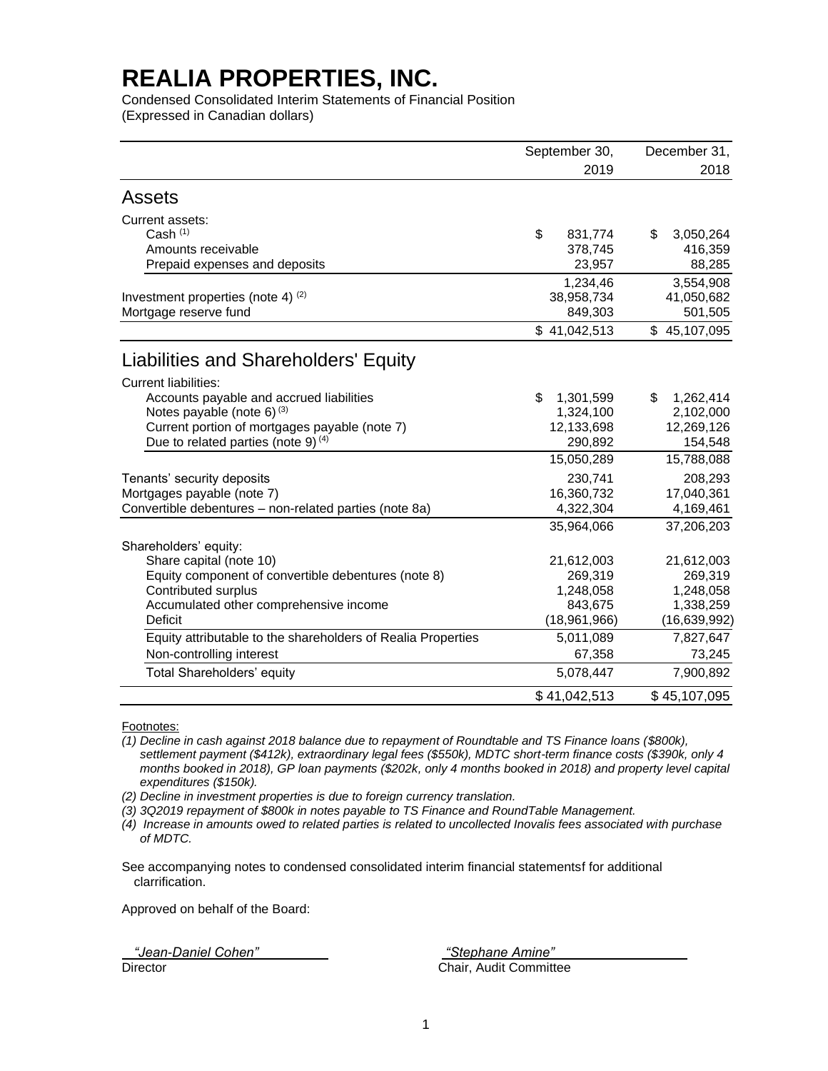# REALIA PROPERTIES, INC.

Condensed Consolidated Interim Statements of Financial Position
(Expressed in Canadian dollars)

| | September 30, 2019 | December 31, 2018 |
|---|---|---|
| **Assets** | | |
| Current assets: | | |
| Cash [(1)] | $ 831,774 | $ 3,050,264 |
| Amounts receivable | 378,745 | 416,359 |
| Prepaid expenses and deposits | 23,957 | 88,285 |
| | 1,234,46 | 3,554,908 |
| Investment properties (note 4) [(2)] | 38,958,734 | 41,050,682 |
| Mortgage reserve fund | 849,303 | 501,505 |
| | $ 41,042,513 | $ 45,107,095 |
| **Liabilities and Shareholders' Equity** | | |
| Current liabilities: | | |
| Accounts payable and accrued liabilities | $ 1,301,599 | $ 1,262,414 |
| Notes payable (note 6) [(3)] | 1,324,100 | 2,102,000 |
| Current portion of mortgages payable (note 7) | 12,133,698 | 12,269,126 |
| Due to related parties (note 9) [(4)] | 290,892 | 154,548 |
| | 15,050,289 | 15,788,088 |
| Tenants' security deposits | 230,741 | 208,293 |
| Mortgages payable (note 7) | 16,360,732 | 17,040,361 |
| Convertible debentures – non-related parties (note 8a) | 4,322,304 | 4,169,461 |
| | 35,964,066 | 37,206,203 |
| Shareholders' equity: | | |
| Share capital (note 10) | 21,612,003 | 21,612,003 |
| Equity component of convertible debentures (note 8) | 269,319 | 269,319 |
| Contributed surplus | 1,248,058 | 1,248,058 |
| Accumulated other comprehensive income | 843,675 | 1,338,259 |
| Deficit | (18,961,966) | (16,639,992) |
| Equity attributable to the shareholders of Realia Properties | 5,011,089 | 7,827,647 |
| Non-controlling interest | 67,358 | 73,245 |
| Total Shareholders' equity | 5,078,447 | 7,900,892 |
| | $ 41,042,513 | $ 45,107,095 |

Footnotes:

*(1) Decline in cash against 2018 balance due to repayment of Roundtable and TS Finance loans ($800k), settlement payment ($412k), extraordinary legal fees ($550k), MDTC short-term finance costs ($390k, only 4 months booked in 2018), GP loan payments ($202k, only 4 months booked in 2018) and property level capital expenditures ($150k).*

*(2) Decline in investment properties is due to foreign currency translation.*

*(3) 3Q2019 repayment of $800k in notes payable to TS Finance and RoundTable Management.*

*(4) Increase in amounts owed to related parties is related to uncollected Inovalis fees associated with purchase of MDTC.*

See accompanying notes to condensed consolidated interim financial statementsf for additional clarrification.

Approved on behalf of the Board:

*"Jean-Daniel Cohen"*
Director

*"Stephane Amine"*
Chair, Audit Committee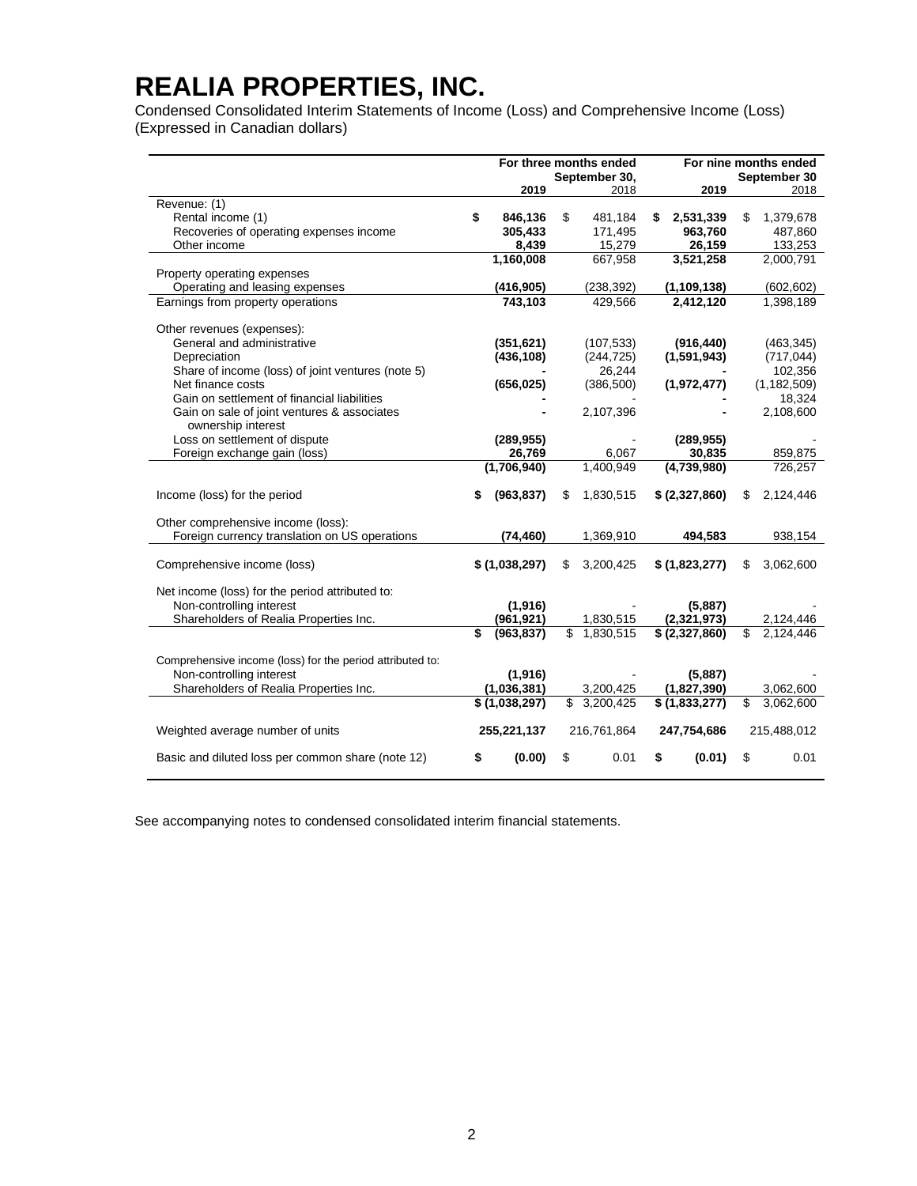# REALIA PROPERTIES, INC.

Condensed Consolidated Interim Statements of Income (Loss) and Comprehensive Income (Loss)
(Expressed in Canadian dollars)

| | For three months ended September 30, 2019 | For three months ended September 30, 2018 | For nine months ended September 30 2019 | For nine months ended September 30 2018 |
|---|---|---|---|---|
| Revenue: (1) | | | | |
| Rental income (1) | **$ 846,136** | $ 481,184 | **$ 2,531,339** | $ 1,379,678 |
| Recoveries of operating expenses income | **305,433** | 171,495 | **963,760** | 487,860 |
| Other income | **8,439** | 15,279 | **26,159** | 133,253 |
| | **1,160,008** | 667,958 | **3,521,258** | 2,000,791 |
| Property operating expenses | | | | |
| Operating and leasing expenses | **(416,905)** | (238,392) | **(1,109,138)** | (602,602) |
| Earnings from property operations | **743,103** | 429,566 | **2,412,120** | 1,398,189 |
| Other revenues (expenses): | | | | |
| General and administrative | **(351,621)** | (107,533) | **(916,440)** | (463,345) |
| Depreciation | **(436,108)** | (244,725) | **(1,591,943)** | (717,044) |
| Share of income (loss) of joint ventures (note 5) | **-** | 26,244 | **-** | 102,356 |
| Net finance costs | **(656,025)** | (386,500) | **(1,972,477)** | (1,182,509) |
| Gain on settlement of financial liabilities | **-** | - | **-** | 18,324 |
| Gain on sale of joint ventures & associates ownership interest | **-** | 2,107,396 | **-** | 2,108,600 |
| Loss on settlement of dispute | **(289,955)** | - | **(289,955)** | - |
| Foreign exchange gain (loss) | **26,769** | 6,067 | **30,835** | 859,875 |
| | **(1,706,940)** | 1,400,949 | **(4,739,980)** | 726,257 |
| Income (loss) for the period | **$ (963,837)** | $ 1,830,515 | **$ (2,327,860)** | $ 2,124,446 |
| Other comprehensive income (loss): | | | | |
| Foreign currency translation on US operations | **(74,460)** | 1,369,910 | **494,583** | 938,154 |
| Comprehensive income (loss) | **$ (1,038,297)** | $ 3,200,425 | **$ (1,823,277)** | $ 3,062,600 |
| Net income (loss) for the period attributed to: | | | | |
| Non-controlling interest | **(1,916)** | - | **(5,887)** | - |
| Shareholders of Realia Properties Inc. | **(961,921)** | 1,830,515 | **(2,321,973)** | 2,124,446 |
| | **$ (963,837)** | $ 1,830,515 | **$ (2,327,860)** | $ 2,124,446 |
| Comprehensive income (loss) for the period attributed to: | | | | |
| Non-controlling interest | **(1,916)** | - | **(5,887)** | - |
| Shareholders of Realia Properties Inc. | **(1,036,381)** | 3,200,425 | **(1,827,390)** | 3,062,600 |
| | **$ (1,038,297)** | $ 3,200,425 | **$ (1,833,277)** | $ 3,062,600 |
| Weighted average number of units | **255,221,137** | 216,761,864 | **247,754,686** | 215,488,012 |
| Basic and diluted loss per common share (note 12) | **$ (0.00)** | $ 0.01 | **$ (0.01)** | $ 0.01 |

See accompanying notes to condensed consolidated interim financial statements.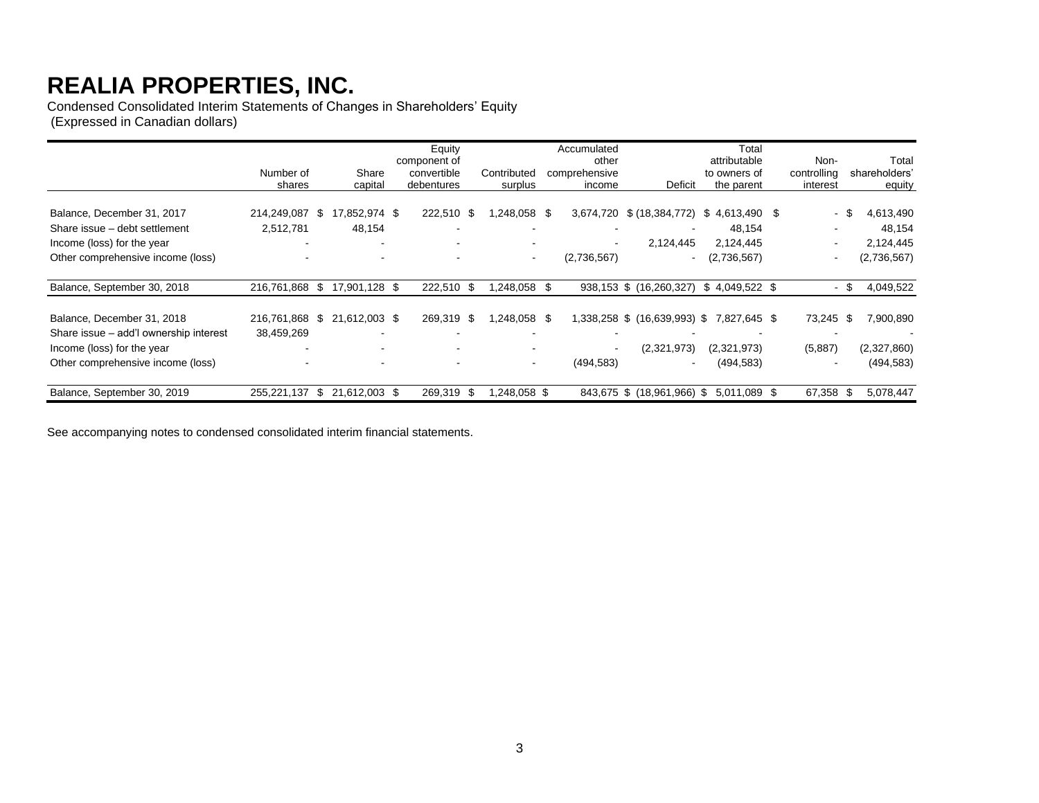# REALIA PROPERTIES, INC.

Condensed Consolidated Interim Statements of Changes in Shareholders' Equity
(Expressed in Canadian dollars)

| | Number of shares | Share capital | Equity component of convertible debentures | Contributed surplus | Accumulated other comprehensive income | Deficit | Total attributable to owners of the parent | Non-controlling interest | Total shareholders' equity |
|---|---|---|---|---|---|---|---|---|---|
| Balance, December 31, 2017 | 214,249,087 | $ 17,852,974 | $ 222,510 | $ 1,248,058 | $ 3,674,720 | $ (18,384,772) | $ 4,613,490 | $ - | $ 4,613,490 |
| Share issue – debt settlement | 2,512,781 | 48,154 | - | - | - | - | 48,154 | - | 48,154 |
| Income (loss) for the year | - | - | - | - | - | 2,124,445 | 2,124,445 | - | 2,124,445 |
| Other comprehensive income (loss) | - | - | - | - | (2,736,567) | - | (2,736,567) | - | (2,736,567) |
| Balance, September 30, 2018 | 216,761,868 | $ 17,901,128 | $ 222,510 | $ 1,248,058 | $ 938,153 | $ (16,260,327) | $ 4,049,522 | $ - | $ 4,049,522 |
| Balance, December 31, 2018 | 216,761,868 | $ 21,612,003 | $ 269,319 | $ 1,248,058 | $ 1,338,258 | $ (16,639,993) | $ 7,827,645 | $ 73,245 | $ 7,900,890 |
| Share issue – add'l ownership interest | 38,459,269 | - | - | - | - | - | - | - | - |
| Income (loss) for the year | - | - | - | - | - | (2,321,973) | (2,321,973) | (5,887) | (2,327,860) |
| Other comprehensive income (loss) | - | - | - | - | (494,583) | - | (494,583) | - | (494,583) |
| Balance, September 30, 2019 | 255,221,137 | $ 21,612,003 | $ 269,319 | $ 1,248,058 | $ 843,675 | $ (18,961,966) | $ 5,011,089 | $ 67,358 | $ 5,078,447 |

See accompanying notes to condensed consolidated interim financial statements.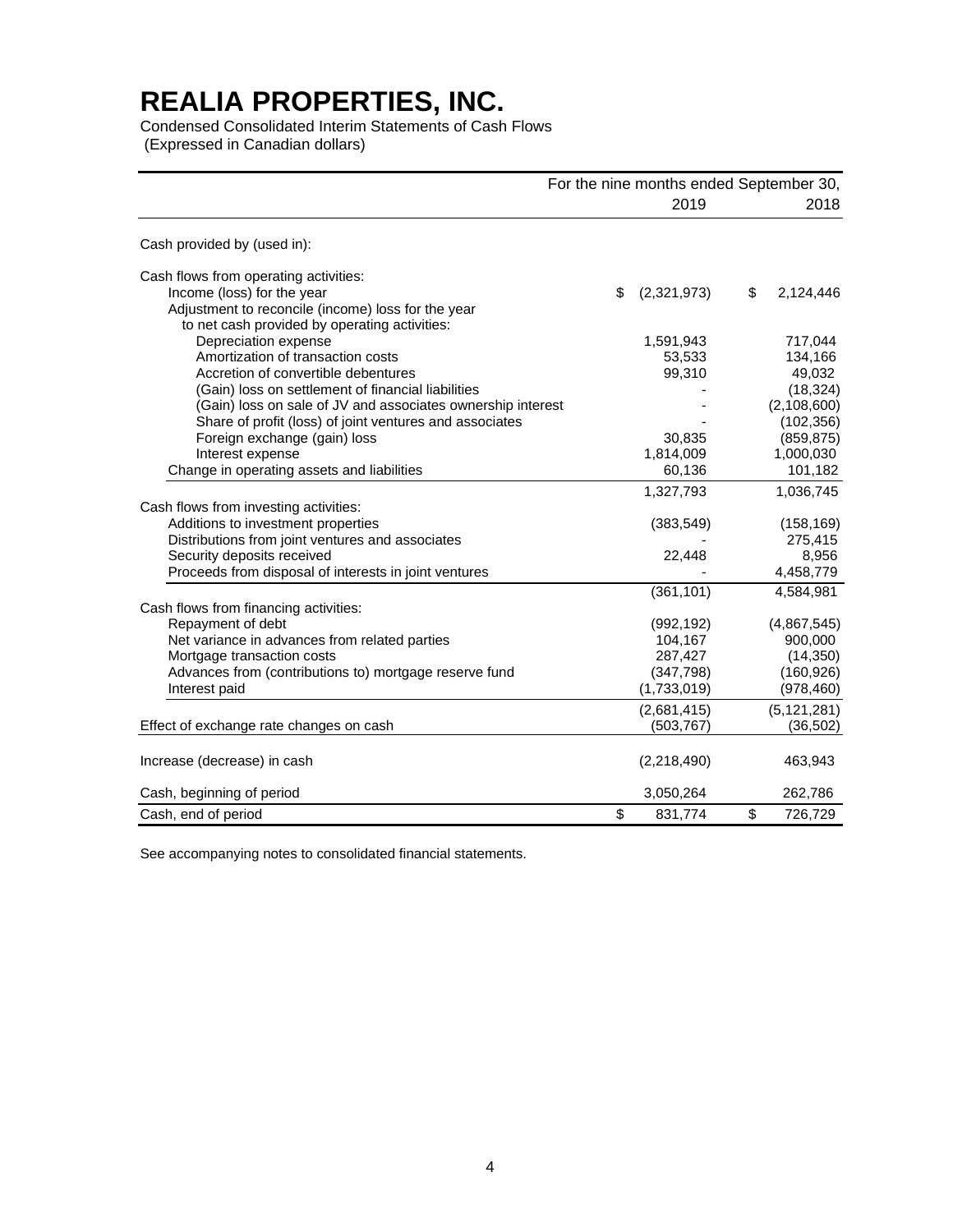# REALIA PROPERTIES, INC.

Condensed Consolidated Interim Statements of Cash Flows
(Expressed in Canadian dollars)

| | For the nine months ended September 30, | |
|---|---|---|
| | 2019 | 2018 |
| Cash provided by (used in): | | |
| Cash flows from operating activities: | | |
| Income (loss) for the year | $ (2,321,973) | $ 2,124,446 |
| Adjustment to reconcile (income) loss for the year to net cash provided by operating activities: | | |
| Depreciation expense | 1,591,943 | 717,044 |
| Amortization of transaction costs | 53,533 | 134,166 |
| Accretion of convertible debentures | 99,310 | 49,032 |
| (Gain) loss on settlement of financial liabilities | - | (18,324) |
| (Gain) loss on sale of JV and associates ownership interest | - | (2,108,600) |
| Share of profit (loss) of joint ventures and associates | - | (102,356) |
| Foreign exchange (gain) loss | 30,835 | (859,875) |
| Interest expense | 1,814,009 | 1,000,030 |
| Change in operating assets and liabilities | 60,136 | 101,182 |
| | 1,327,793 | 1,036,745 |
| Cash flows from investing activities: | | |
| Additions to investment properties | (383,549) | (158,169) |
| Distributions from joint ventures and associates | - | 275,415 |
| Security deposits received | 22,448 | 8,956 |
| Proceeds from disposal of interests in joint ventures | - | 4,458,779 |
| | (361,101) | 4,584,981 |
| Cash flows from financing activities: | | |
| Repayment of debt | (992,192) | (4,867,545) |
| Net variance in advances from related parties | 104,167 | 900,000 |
| Mortgage transaction costs | 287,427 | (14,350) |
| Advances from (contributions to) mortgage reserve fund | (347,798) | (160,926) |
| Interest paid | (1,733,019) | (978,460) |
| | (2,681,415) | (5,121,281) |
| Effect of exchange rate changes on cash | (503,767) | (36,502) |
| Increase (decrease) in cash | (2,218,490) | 463,943 |
| Cash, beginning of period | 3,050,264 | 262,786 |
| Cash, end of period | $ 831,774 | $ 726,729 |

See accompanying notes to consolidated financial statements.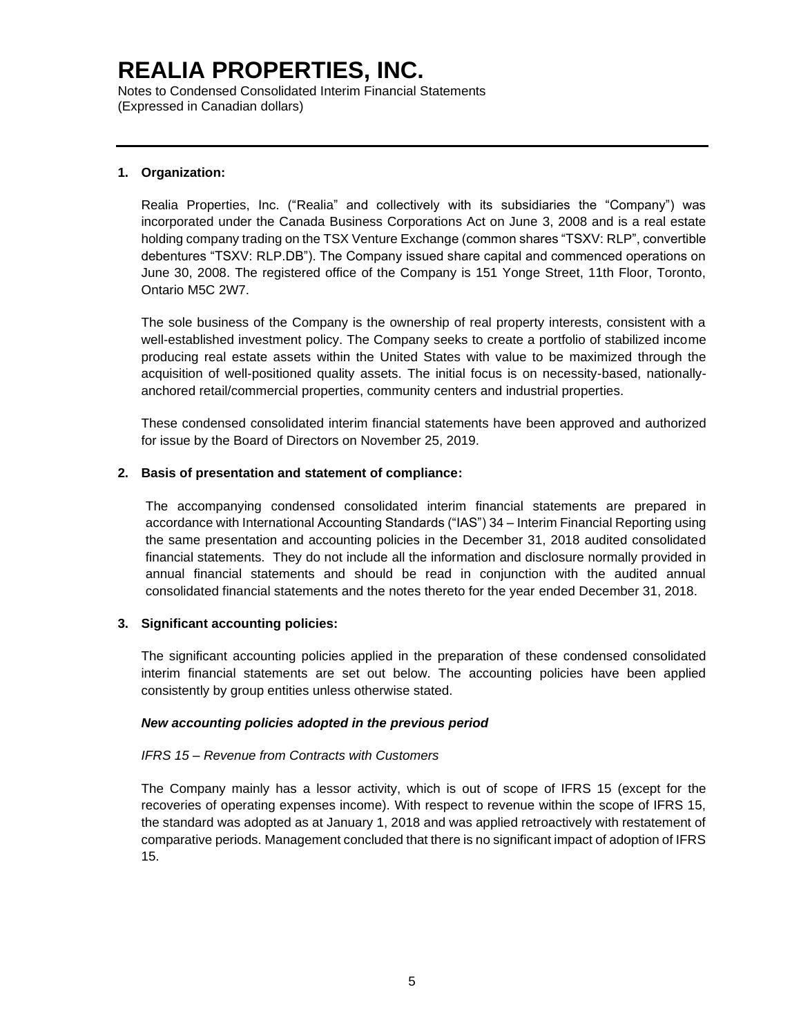# REALIA PROPERTIES, INC.

Notes to Condensed Consolidated Interim Financial Statements
(Expressed in Canadian dollars)

---

**1. Organization:**

Realia Properties, Inc. ("Realia" and collectively with its subsidiaries the "Company") was incorporated under the Canada Business Corporations Act on June 3, 2008 and is a real estate holding company trading on the TSX Venture Exchange (common shares "TSXV: RLP", convertible debentures "TSXV: RLP.DB"). The Company issued share capital and commenced operations on June 30, 2008. The registered office of the Company is 151 Yonge Street, 11th Floor, Toronto, Ontario M5C 2W7.

The sole business of the Company is the ownership of real property interests, consistent with a well-established investment policy. The Company seeks to create a portfolio of stabilized income producing real estate assets within the United States with value to be maximized through the acquisition of well-positioned quality assets. The initial focus is on necessity-based, nationally-anchored retail/commercial properties, community centers and industrial properties.

These condensed consolidated interim financial statements have been approved and authorized for issue by the Board of Directors on November 25, 2019.

**2. Basis of presentation and statement of compliance:**

The accompanying condensed consolidated interim financial statements are prepared in accordance with International Accounting Standards ("IAS") 34 – Interim Financial Reporting using the same presentation and accounting policies in the December 31, 2018 audited consolidated financial statements. They do not include all the information and disclosure normally provided in annual financial statements and should be read in conjunction with the audited annual consolidated financial statements and the notes thereto for the year ended December 31, 2018.

**3. Significant accounting policies:**

The significant accounting policies applied in the preparation of these condensed consolidated interim financial statements are set out below. The accounting policies have been applied consistently by group entities unless otherwise stated.

***New accounting policies adopted in the previous period***

*IFRS 15 – Revenue from Contracts with Customers*

The Company mainly has a lessor activity, which is out of scope of IFRS 15 (except for the recoveries of operating expenses income). With respect to revenue within the scope of IFRS 15, the standard was adopted as at January 1, 2018 and was applied retroactively with restatement of comparative periods. Management concluded that there is no significant impact of adoption of IFRS 15.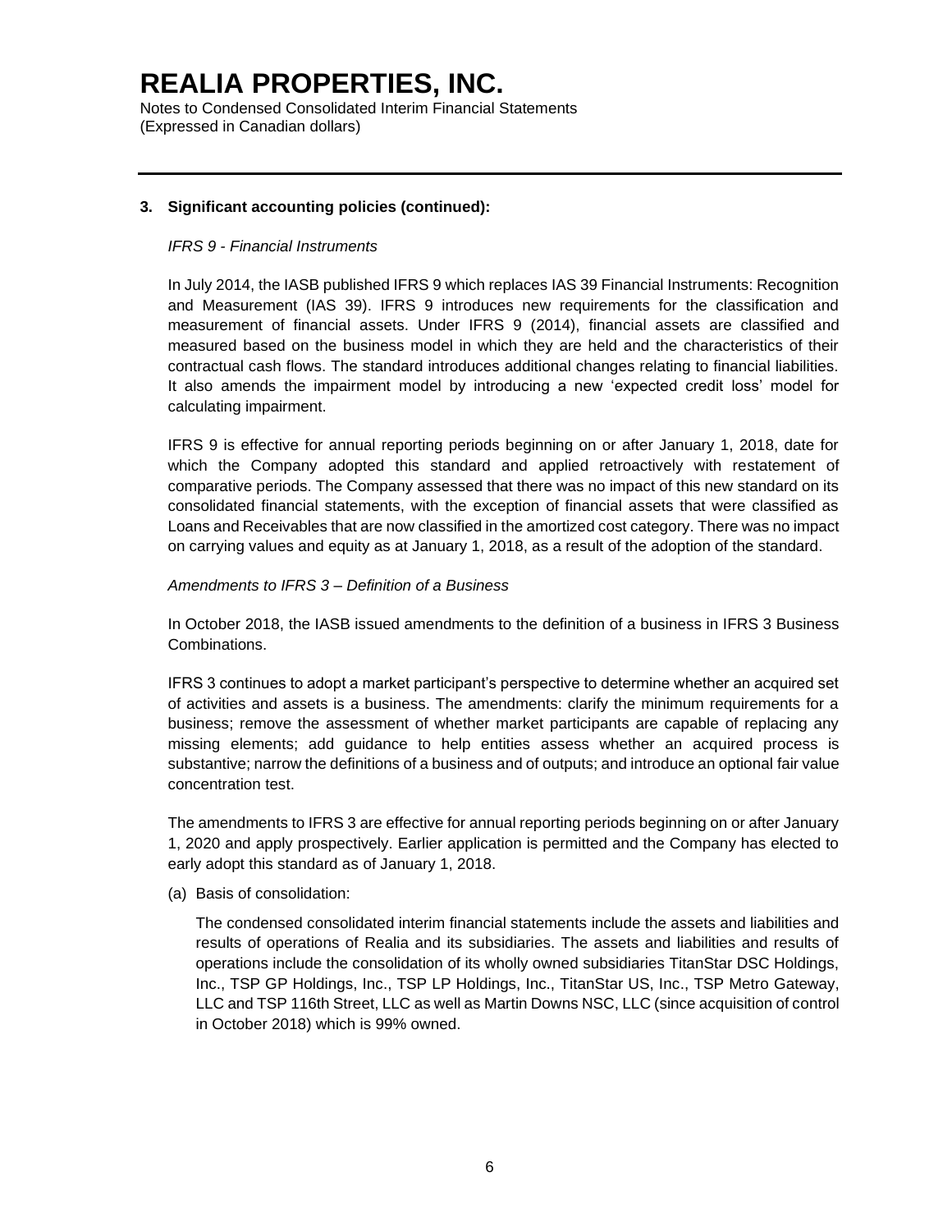# REALIA PROPERTIES, INC.

Notes to Condensed Consolidated Interim Financial Statements
(Expressed in Canadian dollars)

---

**3. Significant accounting policies (continued):**

*IFRS 9 - Financial Instruments*

In July 2014, the IASB published IFRS 9 which replaces IAS 39 Financial Instruments: Recognition and Measurement (IAS 39). IFRS 9 introduces new requirements for the classification and measurement of financial assets. Under IFRS 9 (2014), financial assets are classified and measured based on the business model in which they are held and the characteristics of their contractual cash flows. The standard introduces additional changes relating to financial liabilities. It also amends the impairment model by introducing a new 'expected credit loss' model for calculating impairment.

IFRS 9 is effective for annual reporting periods beginning on or after January 1, 2018, date for which the Company adopted this standard and applied retroactively with restatement of comparative periods. The Company assessed that there was no impact of this new standard on its consolidated financial statements, with the exception of financial assets that were classified as Loans and Receivables that are now classified in the amortized cost category. There was no impact on carrying values and equity as at January 1, 2018, as a result of the adoption of the standard.

*Amendments to IFRS 3 – Definition of a Business*

In October 2018, the IASB issued amendments to the definition of a business in IFRS 3 Business Combinations.

IFRS 3 continues to adopt a market participant's perspective to determine whether an acquired set of activities and assets is a business. The amendments: clarify the minimum requirements for a business; remove the assessment of whether market participants are capable of replacing any missing elements; add guidance to help entities assess whether an acquired process is substantive; narrow the definitions of a business and of outputs; and introduce an optional fair value concentration test.

The amendments to IFRS 3 are effective for annual reporting periods beginning on or after January 1, 2020 and apply prospectively. Earlier application is permitted and the Company has elected to early adopt this standard as of January 1, 2018.

(a) Basis of consolidation:

The condensed consolidated interim financial statements include the assets and liabilities and results of operations of Realia and its subsidiaries. The assets and liabilities and results of operations include the consolidation of its wholly owned subsidiaries TitanStar DSC Holdings, Inc., TSP GP Holdings, Inc., TSP LP Holdings, Inc., TitanStar US, Inc., TSP Metro Gateway, LLC and TSP 116th Street, LLC as well as Martin Downs NSC, LLC (since acquisition of control in October 2018) which is 99% owned.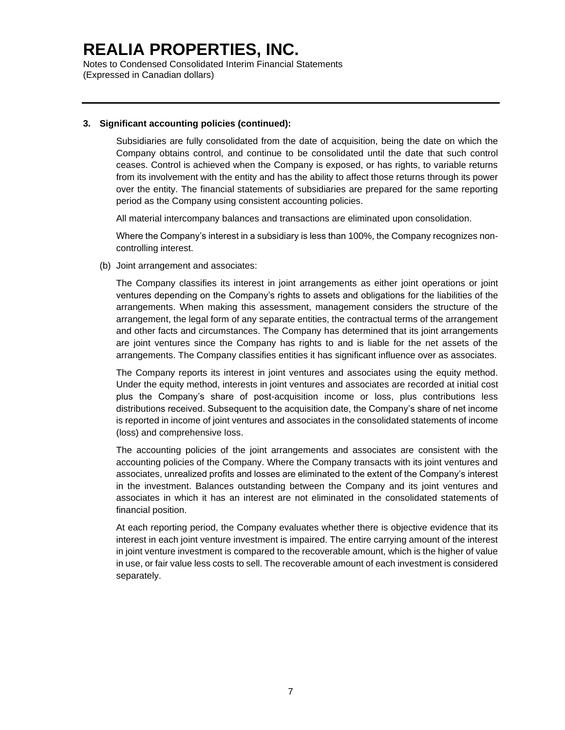## 3. Significant accounting policies (continued):

Subsidiaries are fully consolidated from the date of acquisition, being the date on which the Company obtains control, and continue to be consolidated until the date that such control ceases. Control is achieved when the Company is exposed, or has rights, to variable returns from its involvement with the entity and has the ability to affect those returns through its power over the entity. The financial statements of subsidiaries are prepared for the same reporting period as the Company using consistent accounting policies.

All material intercompany balances and transactions are eliminated upon consolidation.

Where the Company's interest in a subsidiary is less than 100%, the Company recognizes non-controlling interest.

(b) Joint arrangement and associates:

The Company classifies its interest in joint arrangements as either joint operations or joint ventures depending on the Company's rights to assets and obligations for the liabilities of the arrangements. When making this assessment, management considers the structure of the arrangement, the legal form of any separate entities, the contractual terms of the arrangement and other facts and circumstances. The Company has determined that its joint arrangements are joint ventures since the Company has rights to and is liable for the net assets of the arrangements. The Company classifies entities it has significant influence over as associates.

The Company reports its interest in joint ventures and associates using the equity method. Under the equity method, interests in joint ventures and associates are recorded at initial cost plus the Company's share of post-acquisition income or loss, plus contributions less distributions received. Subsequent to the acquisition date, the Company's share of net income is reported in income of joint ventures and associates in the consolidated statements of income (loss) and comprehensive loss.

The accounting policies of the joint arrangements and associates are consistent with the accounting policies of the Company. Where the Company transacts with its joint ventures and associates, unrealized profits and losses are eliminated to the extent of the Company's interest in the investment. Balances outstanding between the Company and its joint ventures and associates in which it has an interest are not eliminated in the consolidated statements of financial position.

At each reporting period, the Company evaluates whether there is objective evidence that its interest in each joint venture investment is impaired. The entire carrying amount of the interest in joint venture investment is compared to the recoverable amount, which is the higher of value in use, or fair value less costs to sell. The recoverable amount of each investment is considered separately.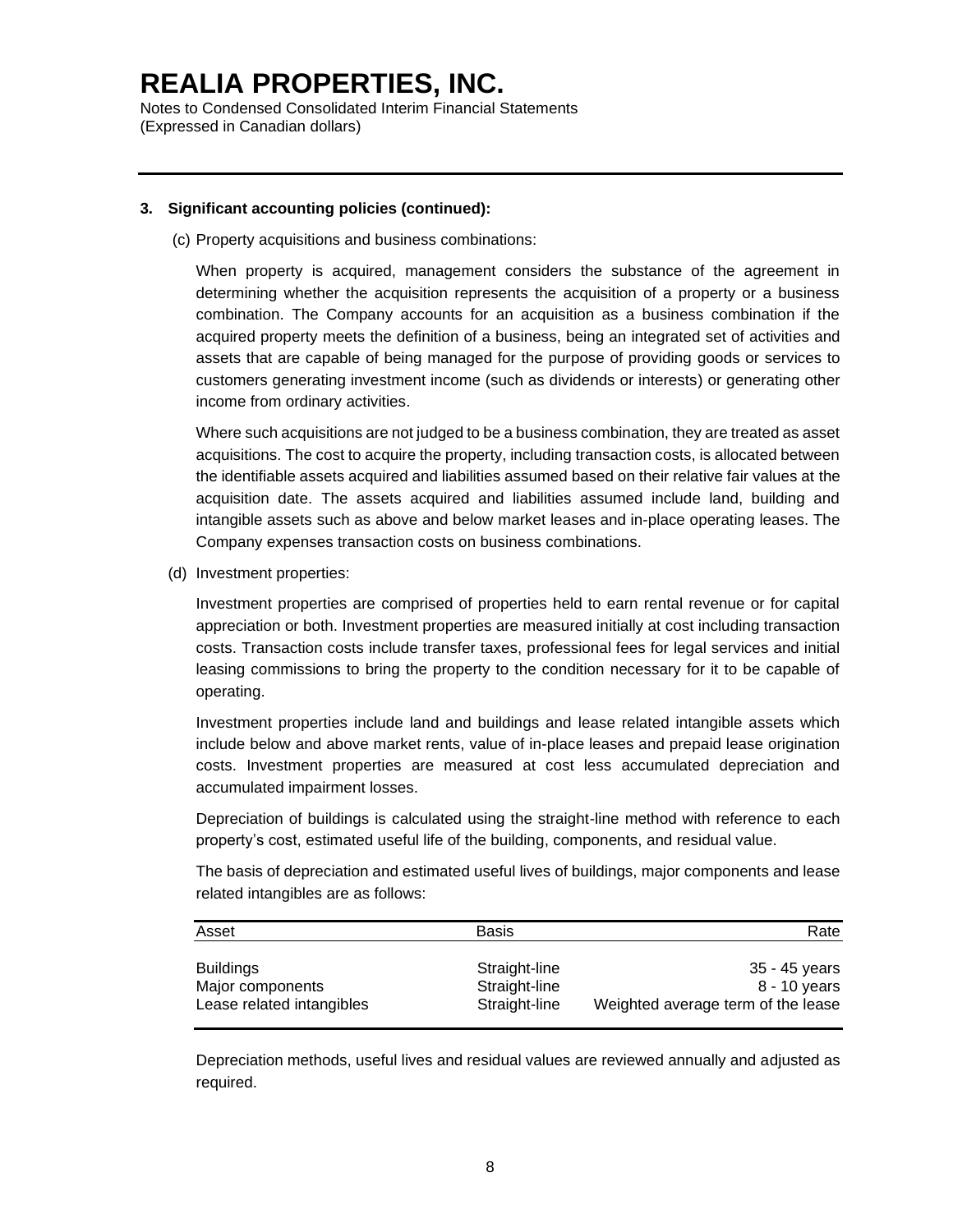# REALIA PROPERTIES, INC.

Notes to Condensed Consolidated Interim Financial Statements
(Expressed in Canadian dollars)

**3. Significant accounting policies (continued):**

(c) Property acquisitions and business combinations:

When property is acquired, management considers the substance of the agreement in determining whether the acquisition represents the acquisition of a property or a business combination. The Company accounts for an acquisition as a business combination if the acquired property meets the definition of a business, being an integrated set of activities and assets that are capable of being managed for the purpose of providing goods or services to customers generating investment income (such as dividends or interests) or generating other income from ordinary activities.

Where such acquisitions are not judged to be a business combination, they are treated as asset acquisitions. The cost to acquire the property, including transaction costs, is allocated between the identifiable assets acquired and liabilities assumed based on their relative fair values at the acquisition date. The assets acquired and liabilities assumed include land, building and intangible assets such as above and below market leases and in-place operating leases. The Company expenses transaction costs on business combinations.

(d) Investment properties:

Investment properties are comprised of properties held to earn rental revenue or for capital appreciation or both. Investment properties are measured initially at cost including transaction costs. Transaction costs include transfer taxes, professional fees for legal services and initial leasing commissions to bring the property to the condition necessary for it to be capable of operating.

Investment properties include land and buildings and lease related intangible assets which include below and above market rents, value of in-place leases and prepaid lease origination costs. Investment properties are measured at cost less accumulated depreciation and accumulated impairment losses.

Depreciation of buildings is calculated using the straight-line method with reference to each property's cost, estimated useful life of the building, components, and residual value.

The basis of depreciation and estimated useful lives of buildings, major components and lease related intangibles are as follows:

| Asset | Basis | Rate |
|---|---|---|
| Buildings | Straight-line | 35 - 45 years |
| Major components | Straight-line | 8 - 10 years |
| Lease related intangibles | Straight-line | Weighted average term of the lease |

Depreciation methods, useful lives and residual values are reviewed annually and adjusted as required.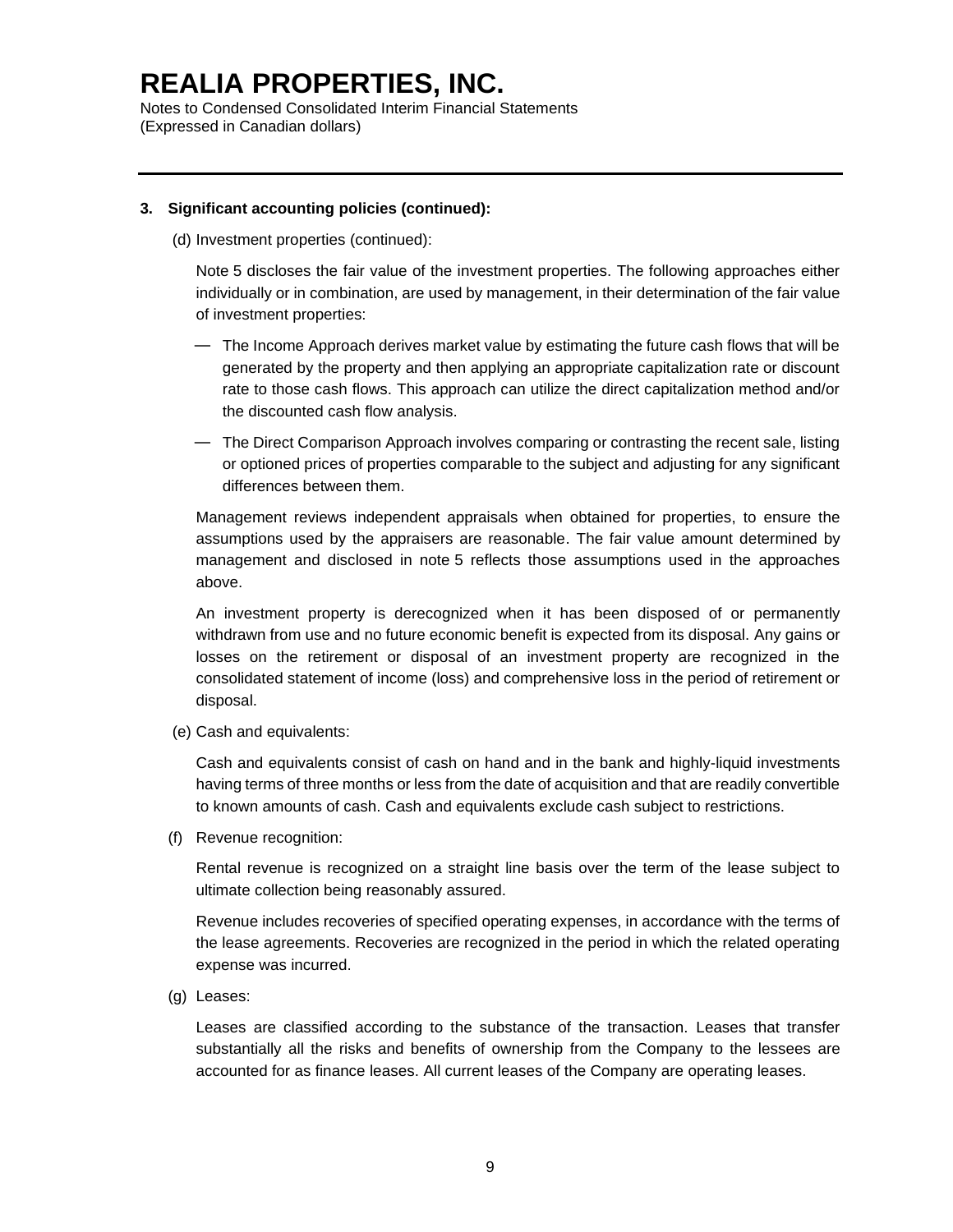# REALIA PROPERTIES, INC.

Notes to Condensed Consolidated Interim Financial Statements
(Expressed in Canadian dollars)

**3. Significant accounting policies (continued):**

(d) Investment properties (continued):

Note 5 discloses the fair value of the investment properties. The following approaches either individually or in combination, are used by management, in their determination of the fair value of investment properties:

- The Income Approach derives market value by estimating the future cash flows that will be generated by the property and then applying an appropriate capitalization rate or discount rate to those cash flows. This approach can utilize the direct capitalization method and/or the discounted cash flow analysis.
- The Direct Comparison Approach involves comparing or contrasting the recent sale, listing or optioned prices of properties comparable to the subject and adjusting for any significant differences between them.

Management reviews independent appraisals when obtained for properties, to ensure the assumptions used by the appraisers are reasonable. The fair value amount determined by management and disclosed in note 5 reflects those assumptions used in the approaches above.

An investment property is derecognized when it has been disposed of or permanently withdrawn from use and no future economic benefit is expected from its disposal. Any gains or losses on the retirement or disposal of an investment property are recognized in the consolidated statement of income (loss) and comprehensive loss in the period of retirement or disposal.

(e) Cash and equivalents:

Cash and equivalents consist of cash on hand and in the bank and highly-liquid investments having terms of three months or less from the date of acquisition and that are readily convertible to known amounts of cash. Cash and equivalents exclude cash subject to restrictions.

(f) Revenue recognition:

Rental revenue is recognized on a straight line basis over the term of the lease subject to ultimate collection being reasonably assured.

Revenue includes recoveries of specified operating expenses, in accordance with the terms of the lease agreements. Recoveries are recognized in the period in which the related operating expense was incurred.

(g) Leases:

Leases are classified according to the substance of the transaction. Leases that transfer substantially all the risks and benefits of ownership from the Company to the lessees are accounted for as finance leases. All current leases of the Company are operating leases.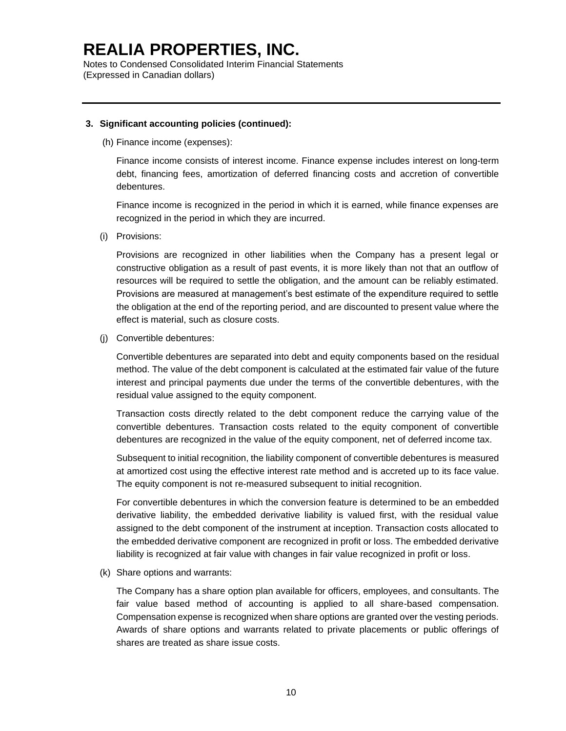### 3. Significant accounting policies (continued):

(h) Finance income (expenses):

Finance income consists of interest income. Finance expense includes interest on long-term debt, financing fees, amortization of deferred financing costs and accretion of convertible debentures.

Finance income is recognized in the period in which it is earned, while finance expenses are recognized in the period in which they are incurred.

(i) Provisions:

Provisions are recognized in other liabilities when the Company has a present legal or constructive obligation as a result of past events, it is more likely than not that an outflow of resources will be required to settle the obligation, and the amount can be reliably estimated. Provisions are measured at management's best estimate of the expenditure required to settle the obligation at the end of the reporting period, and are discounted to present value where the effect is material, such as closure costs.

(j) Convertible debentures:

Convertible debentures are separated into debt and equity components based on the residual method. The value of the debt component is calculated at the estimated fair value of the future interest and principal payments due under the terms of the convertible debentures, with the residual value assigned to the equity component.

Transaction costs directly related to the debt component reduce the carrying value of the convertible debentures. Transaction costs related to the equity component of convertible debentures are recognized in the value of the equity component, net of deferred income tax.

Subsequent to initial recognition, the liability component of convertible debentures is measured at amortized cost using the effective interest rate method and is accreted up to its face value. The equity component is not re-measured subsequent to initial recognition.

For convertible debentures in which the conversion feature is determined to be an embedded derivative liability, the embedded derivative liability is valued first, with the residual value assigned to the debt component of the instrument at inception. Transaction costs allocated to the embedded derivative component are recognized in profit or loss. The embedded derivative liability is recognized at fair value with changes in fair value recognized in profit or loss.

(k) Share options and warrants:

The Company has a share option plan available for officers, employees, and consultants. The fair value based method of accounting is applied to all share-based compensation. Compensation expense is recognized when share options are granted over the vesting periods. Awards of share options and warrants related to private placements or public offerings of shares are treated as share issue costs.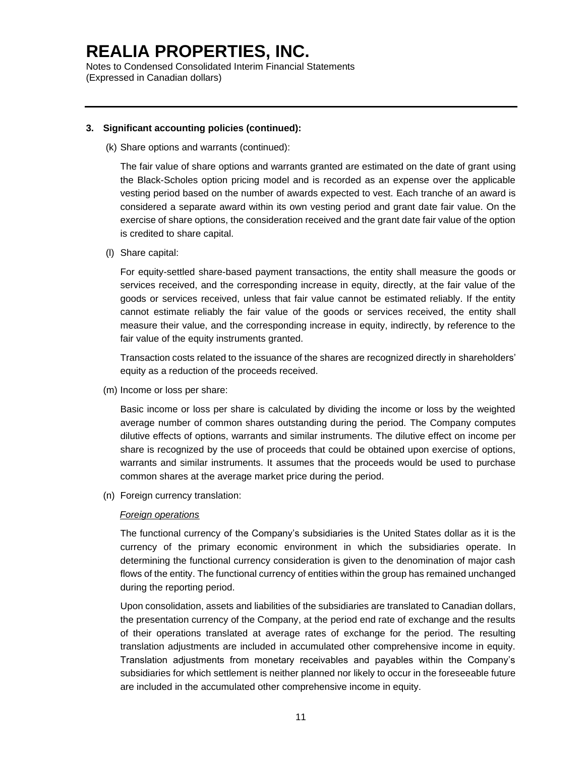# REALIA PROPERTIES, INC.

Notes to Condensed Consolidated Interim Financial Statements
(Expressed in Canadian dollars)

**3. Significant accounting policies (continued):**

(k) Share options and warrants (continued):

The fair value of share options and warrants granted are estimated on the date of grant using the Black-Scholes option pricing model and is recorded as an expense over the applicable vesting period based on the number of awards expected to vest. Each tranche of an award is considered a separate award within its own vesting period and grant date fair value. On the exercise of share options, the consideration received and the grant date fair value of the option is credited to share capital.

(l) Share capital:

For equity-settled share-based payment transactions, the entity shall measure the goods or services received, and the corresponding increase in equity, directly, at the fair value of the goods or services received, unless that fair value cannot be estimated reliably. If the entity cannot estimate reliably the fair value of the goods or services received, the entity shall measure their value, and the corresponding increase in equity, indirectly, by reference to the fair value of the equity instruments granted.

Transaction costs related to the issuance of the shares are recognized directly in shareholders' equity as a reduction of the proceeds received.

(m) Income or loss per share:

Basic income or loss per share is calculated by dividing the income or loss by the weighted average number of common shares outstanding during the period. The Company computes dilutive effects of options, warrants and similar instruments. The dilutive effect on income per share is recognized by the use of proceeds that could be obtained upon exercise of options, warrants and similar instruments. It assumes that the proceeds would be used to purchase common shares at the average market price during the period.

(n) Foreign currency translation:

*Foreign operations*

The functional currency of the Company's subsidiaries is the United States dollar as it is the currency of the primary economic environment in which the subsidiaries operate. In determining the functional currency consideration is given to the denomination of major cash flows of the entity. The functional currency of entities within the group has remained unchanged during the reporting period.

Upon consolidation, assets and liabilities of the subsidiaries are translated to Canadian dollars, the presentation currency of the Company, at the period end rate of exchange and the results of their operations translated at average rates of exchange for the period. The resulting translation adjustments are included in accumulated other comprehensive income in equity. Translation adjustments from monetary receivables and payables within the Company's subsidiaries for which settlement is neither planned nor likely to occur in the foreseeable future are included in the accumulated other comprehensive income in equity.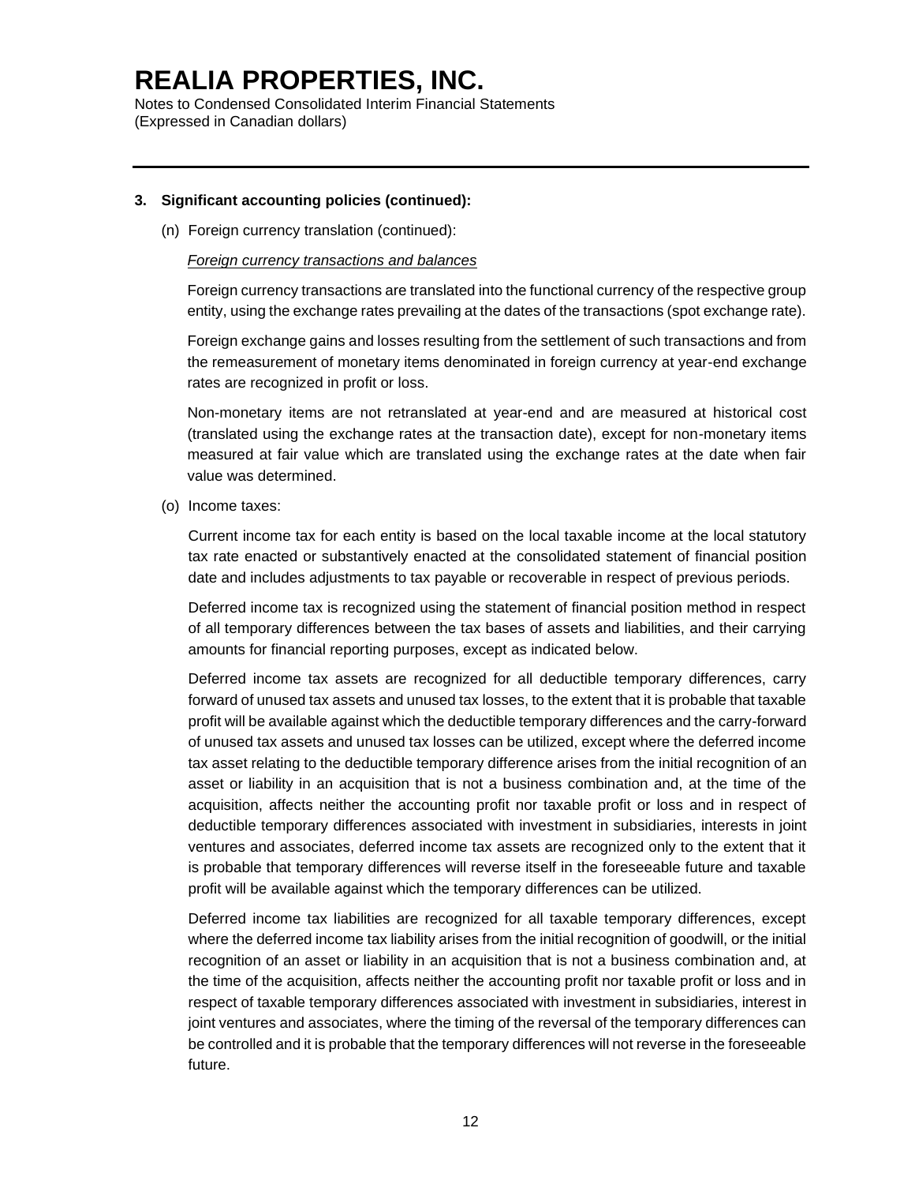# REALIA PROPERTIES, INC.

Notes to Condensed Consolidated Interim Financial Statements
(Expressed in Canadian dollars)

---

**3. Significant accounting policies (continued):**

(n) Foreign currency translation (continued):

*Foreign currency transactions and balances*

Foreign currency transactions are translated into the functional currency of the respective group entity, using the exchange rates prevailing at the dates of the transactions (spot exchange rate).

Foreign exchange gains and losses resulting from the settlement of such transactions and from the remeasurement of monetary items denominated in foreign currency at year-end exchange rates are recognized in profit or loss.

Non-monetary items are not retranslated at year-end and are measured at historical cost (translated using the exchange rates at the transaction date), except for non-monetary items measured at fair value which are translated using the exchange rates at the date when fair value was determined.

(o) Income taxes:

Current income tax for each entity is based on the local taxable income at the local statutory tax rate enacted or substantively enacted at the consolidated statement of financial position date and includes adjustments to tax payable or recoverable in respect of previous periods.

Deferred income tax is recognized using the statement of financial position method in respect of all temporary differences between the tax bases of assets and liabilities, and their carrying amounts for financial reporting purposes, except as indicated below.

Deferred income tax assets are recognized for all deductible temporary differences, carry forward of unused tax assets and unused tax losses, to the extent that it is probable that taxable profit will be available against which the deductible temporary differences and the carry-forward of unused tax assets and unused tax losses can be utilized, except where the deferred income tax asset relating to the deductible temporary difference arises from the initial recognition of an asset or liability in an acquisition that is not a business combination and, at the time of the acquisition, affects neither the accounting profit nor taxable profit or loss and in respect of deductible temporary differences associated with investment in subsidiaries, interests in joint ventures and associates, deferred income tax assets are recognized only to the extent that it is probable that temporary differences will reverse itself in the foreseeable future and taxable profit will be available against which the temporary differences can be utilized.

Deferred income tax liabilities are recognized for all taxable temporary differences, except where the deferred income tax liability arises from the initial recognition of goodwill, or the initial recognition of an asset or liability in an acquisition that is not a business combination and, at the time of the acquisition, affects neither the accounting profit nor taxable profit or loss and in respect of taxable temporary differences associated with investment in subsidiaries, interest in joint ventures and associates, where the timing of the reversal of the temporary differences can be controlled and it is probable that the temporary differences will not reverse in the foreseeable future.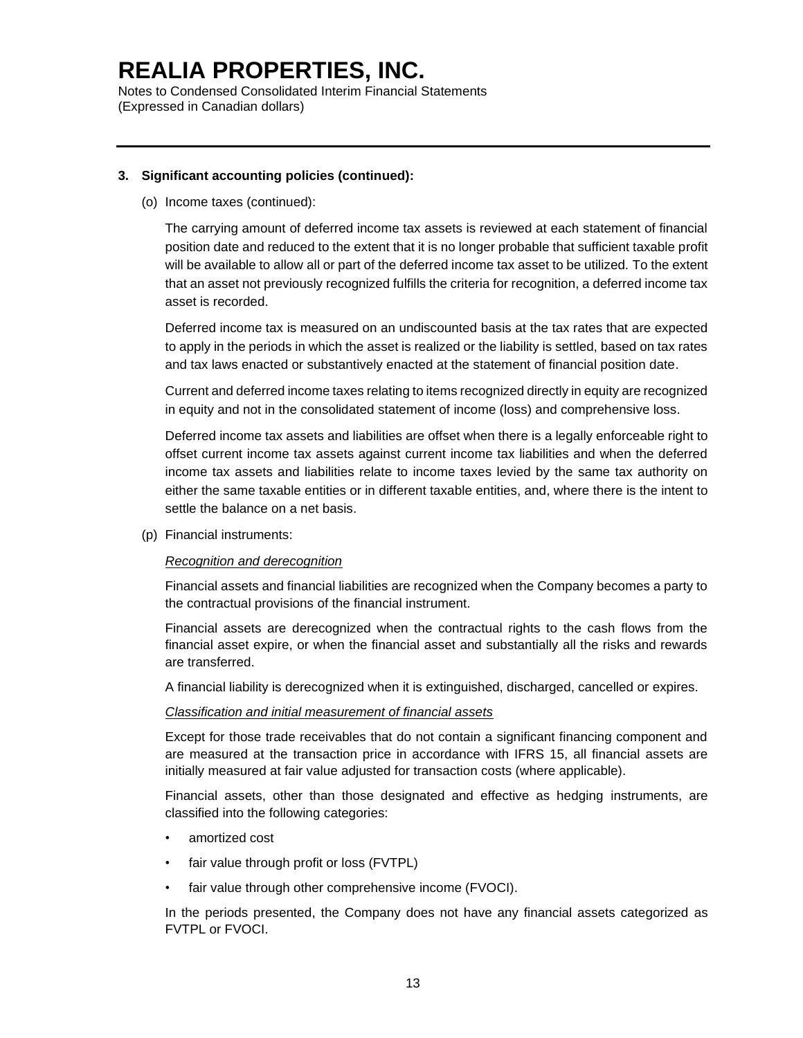# REALIA PROPERTIES, INC.

Notes to Condensed Consolidated Interim Financial Statements
(Expressed in Canadian dollars)

## 3. Significant accounting policies (continued):

(o) Income taxes (continued):

The carrying amount of deferred income tax assets is reviewed at each statement of financial position date and reduced to the extent that it is no longer probable that sufficient taxable profit will be available to allow all or part of the deferred income tax asset to be utilized. To the extent that an asset not previously recognized fulfills the criteria for recognition, a deferred income tax asset is recorded.

Deferred income tax is measured on an undiscounted basis at the tax rates that are expected to apply in the periods in which the asset is realized or the liability is settled, based on tax rates and tax laws enacted or substantively enacted at the statement of financial position date.

Current and deferred income taxes relating to items recognized directly in equity are recognized in equity and not in the consolidated statement of income (loss) and comprehensive loss.

Deferred income tax assets and liabilities are offset when there is a legally enforceable right to offset current income tax assets against current income tax liabilities and when the deferred income tax assets and liabilities relate to income taxes levied by the same tax authority on either the same taxable entities or in different taxable entities, and, where there is the intent to settle the balance on a net basis.

(p) Financial instruments:

*Recognition and derecognition*

Financial assets and financial liabilities are recognized when the Company becomes a party to the contractual provisions of the financial instrument.

Financial assets are derecognized when the contractual rights to the cash flows from the financial asset expire, or when the financial asset and substantially all the risks and rewards are transferred.

A financial liability is derecognized when it is extinguished, discharged, cancelled or expires.

*Classification and initial measurement of financial assets*

Except for those trade receivables that do not contain a significant financing component and are measured at the transaction price in accordance with IFRS 15, all financial assets are initially measured at fair value adjusted for transaction costs (where applicable).

Financial assets, other than those designated and effective as hedging instruments, are classified into the following categories:

- amortized cost
- fair value through profit or loss (FVTPL)
- fair value through other comprehensive income (FVOCI).

In the periods presented, the Company does not have any financial assets categorized as FVTPL or FVOCI.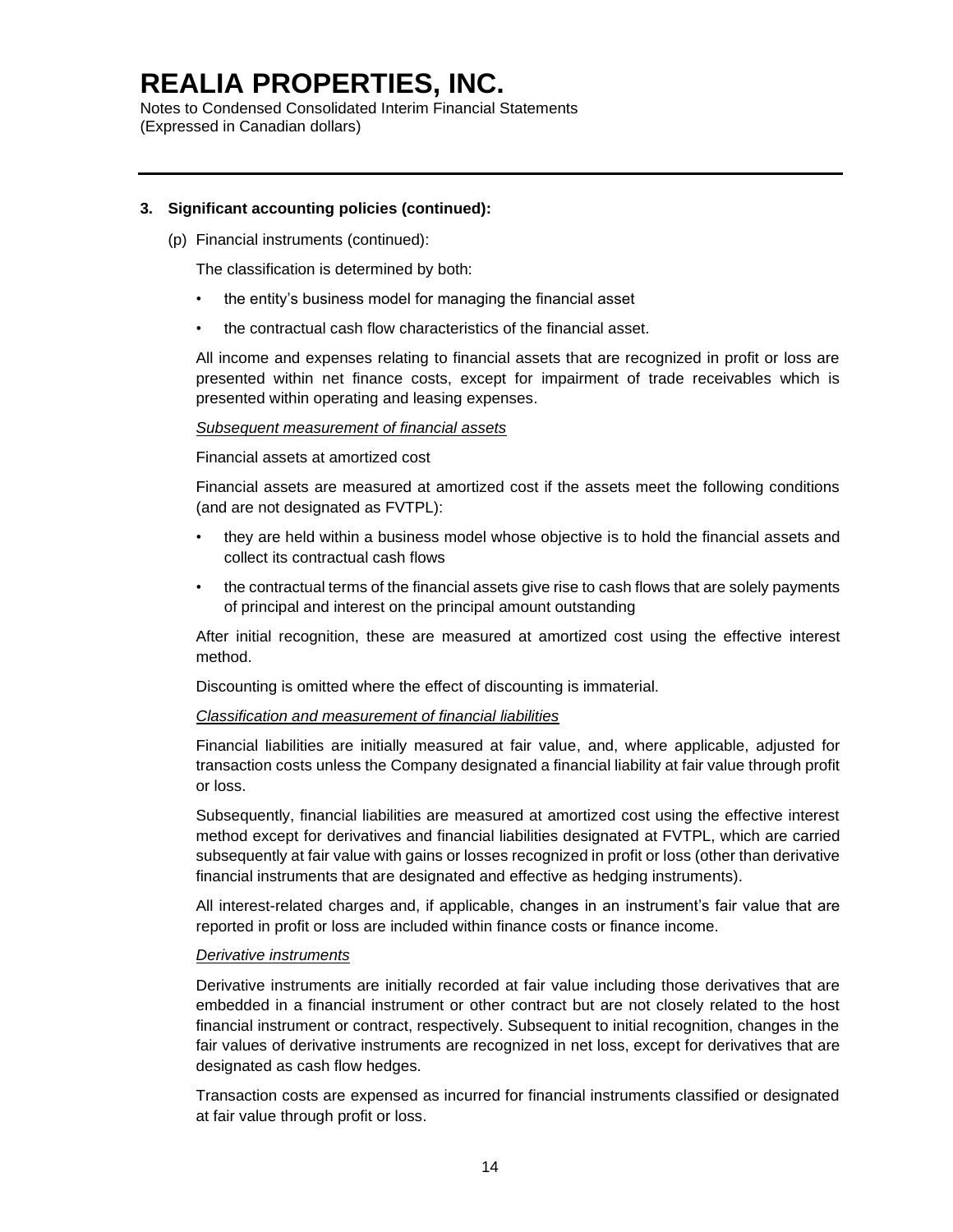### 3. Significant accounting policies (continued):

(p) Financial instruments (continued):

The classification is determined by both:

- the entity's business model for managing the financial asset
- the contractual cash flow characteristics of the financial asset.

All income and expenses relating to financial assets that are recognized in profit or loss are presented within net finance costs, except for impairment of trade receivables which is presented within operating and leasing expenses.

*Subsequent measurement of financial assets*

Financial assets at amortized cost

Financial assets are measured at amortized cost if the assets meet the following conditions (and are not designated as FVTPL):

- they are held within a business model whose objective is to hold the financial assets and collect its contractual cash flows
- the contractual terms of the financial assets give rise to cash flows that are solely payments of principal and interest on the principal amount outstanding

After initial recognition, these are measured at amortized cost using the effective interest method.

Discounting is omitted where the effect of discounting is immaterial.

*Classification and measurement of financial liabilities*

Financial liabilities are initially measured at fair value, and, where applicable, adjusted for transaction costs unless the Company designated a financial liability at fair value through profit or loss.

Subsequently, financial liabilities are measured at amortized cost using the effective interest method except for derivatives and financial liabilities designated at FVTPL, which are carried subsequently at fair value with gains or losses recognized in profit or loss (other than derivative financial instruments that are designated and effective as hedging instruments).

All interest-related charges and, if applicable, changes in an instrument's fair value that are reported in profit or loss are included within finance costs or finance income.

*Derivative instruments*

Derivative instruments are initially recorded at fair value including those derivatives that are embedded in a financial instrument or other contract but are not closely related to the host financial instrument or contract, respectively. Subsequent to initial recognition, changes in the fair values of derivative instruments are recognized in net loss, except for derivatives that are designated as cash flow hedges.

Transaction costs are expensed as incurred for financial instruments classified or designated at fair value through profit or loss.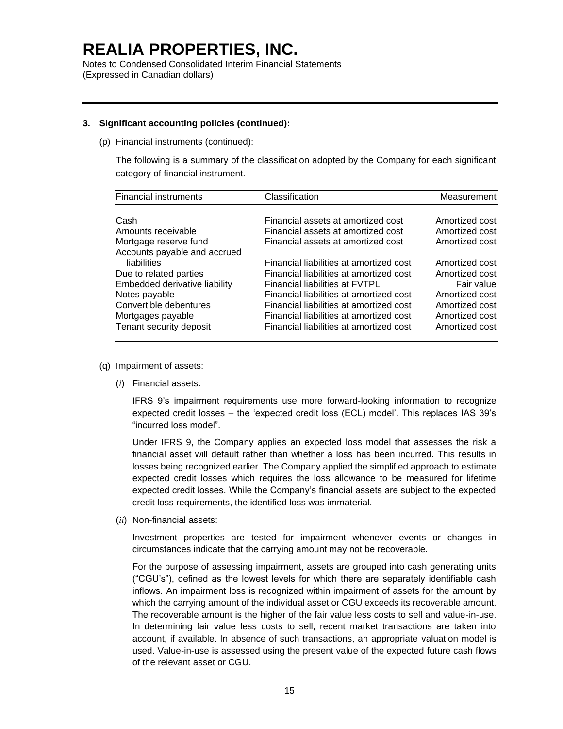# REALIA PROPERTIES, INC.

Notes to Condensed Consolidated Interim Financial Statements
(Expressed in Canadian dollars)

---

**3. Significant accounting policies (continued):**

(p) Financial instruments (continued):

The following is a summary of the classification adopted by the Company for each significant category of financial instrument.

| Financial instruments | Classification | Measurement |
|---|---|---|
| Cash | Financial assets at amortized cost | Amortized cost |
| Amounts receivable | Financial assets at amortized cost | Amortized cost |
| Mortgage reserve fund | Financial assets at amortized cost | Amortized cost |
| Accounts payable and accrued liabilities | Financial liabilities at amortized cost | Amortized cost |
| Due to related parties | Financial liabilities at amortized cost | Amortized cost |
| Embedded derivative liability | Financial liabilities at FVTPL | Fair value |
| Notes payable | Financial liabilities at amortized cost | Amortized cost |
| Convertible debentures | Financial liabilities at amortized cost | Amortized cost |
| Mortgages payable | Financial liabilities at amortized cost | Amortized cost |
| Tenant security deposit | Financial liabilities at amortized cost | Amortized cost |

(q) Impairment of assets:

(*i*) Financial assets:

IFRS 9's impairment requirements use more forward-looking information to recognize expected credit losses – the 'expected credit loss (ECL) model'. This replaces IAS 39's "incurred loss model".

Under IFRS 9, the Company applies an expected loss model that assesses the risk a financial asset will default rather than whether a loss has been incurred. This results in losses being recognized earlier. The Company applied the simplified approach to estimate expected credit losses which requires the loss allowance to be measured for lifetime expected credit losses. While the Company's financial assets are subject to the expected credit loss requirements, the identified loss was immaterial.

(*ii*) Non-financial assets:

Investment properties are tested for impairment whenever events or changes in circumstances indicate that the carrying amount may not be recoverable.

For the purpose of assessing impairment, assets are grouped into cash generating units ("CGU's"), defined as the lowest levels for which there are separately identifiable cash inflows. An impairment loss is recognized within impairment of assets for the amount by which the carrying amount of the individual asset or CGU exceeds its recoverable amount. The recoverable amount is the higher of the fair value less costs to sell and value-in-use. In determining fair value less costs to sell, recent market transactions are taken into account, if available. In absence of such transactions, an appropriate valuation model is used. Value-in-use is assessed using the present value of the expected future cash flows of the relevant asset or CGU.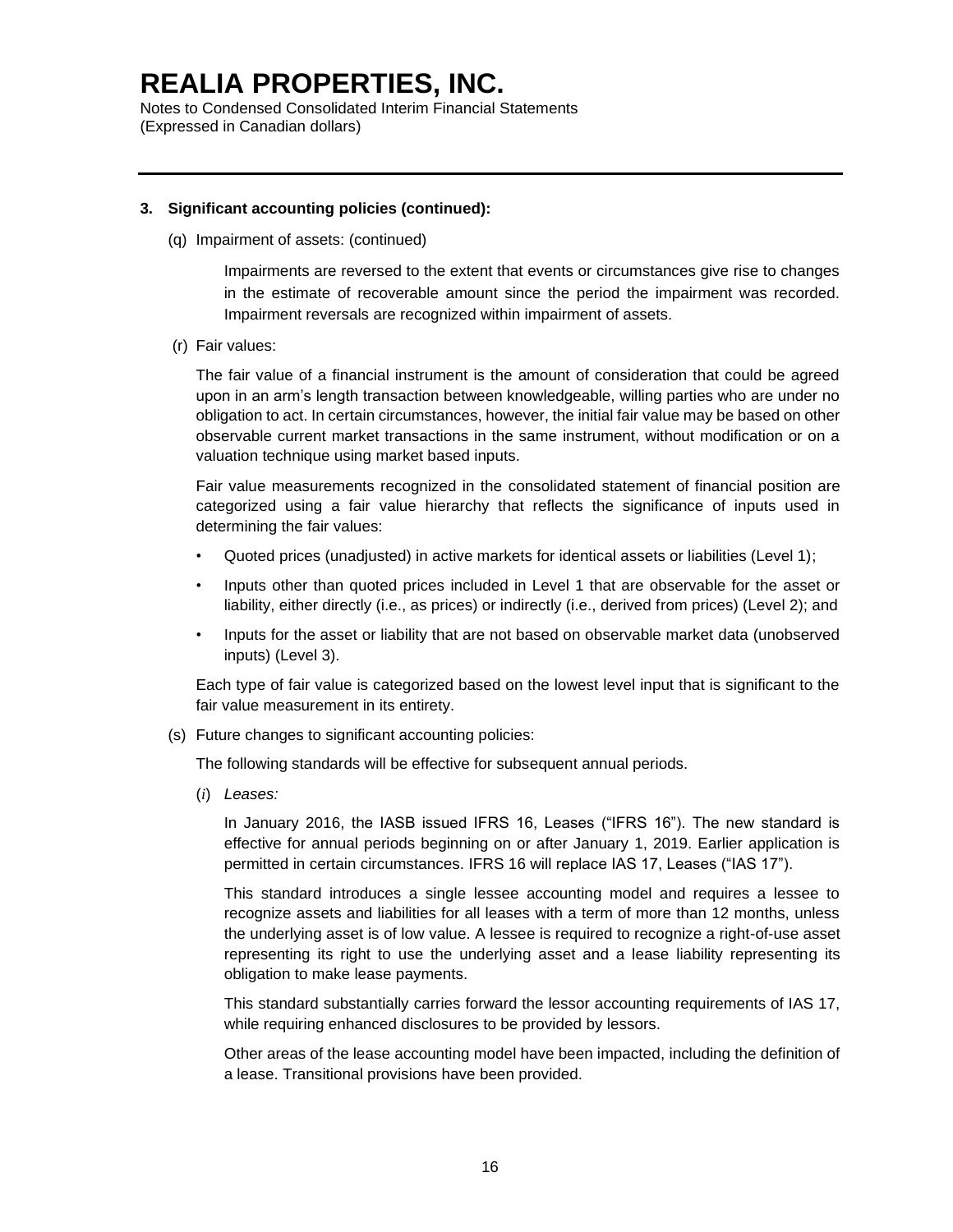# REALIA PROPERTIES, INC.

Notes to Condensed Consolidated Interim Financial Statements
(Expressed in Canadian dollars)

**3. Significant accounting policies (continued):**

(q) Impairment of assets: (continued)

Impairments are reversed to the extent that events or circumstances give rise to changes in the estimate of recoverable amount since the period the impairment was recorded. Impairment reversals are recognized within impairment of assets.

(r) Fair values:

The fair value of a financial instrument is the amount of consideration that could be agreed upon in an arm's length transaction between knowledgeable, willing parties who are under no obligation to act. In certain circumstances, however, the initial fair value may be based on other observable current market transactions in the same instrument, without modification or on a valuation technique using market based inputs.

Fair value measurements recognized in the consolidated statement of financial position are categorized using a fair value hierarchy that reflects the significance of inputs used in determining the fair values:

- Quoted prices (unadjusted) in active markets for identical assets or liabilities (Level 1);
- Inputs other than quoted prices included in Level 1 that are observable for the asset or liability, either directly (i.e., as prices) or indirectly (i.e., derived from prices) (Level 2); and
- Inputs for the asset or liability that are not based on observable market data (unobserved inputs) (Level 3).

Each type of fair value is categorized based on the lowest level input that is significant to the fair value measurement in its entirety.

(s) Future changes to significant accounting policies:

The following standards will be effective for subsequent annual periods.

(*i*) *Leases:*

In January 2016, the IASB issued IFRS 16, Leases ("IFRS 16"). The new standard is effective for annual periods beginning on or after January 1, 2019. Earlier application is permitted in certain circumstances. IFRS 16 will replace IAS 17, Leases ("IAS 17").

This standard introduces a single lessee accounting model and requires a lessee to recognize assets and liabilities for all leases with a term of more than 12 months, unless the underlying asset is of low value. A lessee is required to recognize a right-of-use asset representing its right to use the underlying asset and a lease liability representing its obligation to make lease payments.

This standard substantially carries forward the lessor accounting requirements of IAS 17, while requiring enhanced disclosures to be provided by lessors.

Other areas of the lease accounting model have been impacted, including the definition of a lease. Transitional provisions have been provided.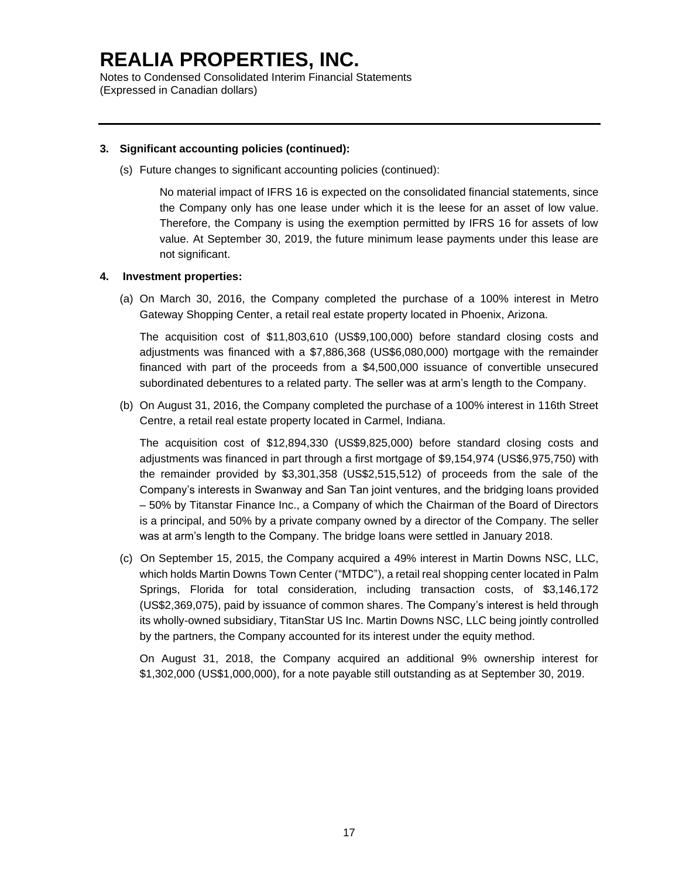# REALIA PROPERTIES, INC.

Notes to Condensed Consolidated Interim Financial Statements
(Expressed in Canadian dollars)

**3. Significant accounting policies (continued):**

(s) Future changes to significant accounting policies (continued):

No material impact of IFRS 16 is expected on the consolidated financial statements, since the Company only has one lease under which it is the leese for an asset of low value. Therefore, the Company is using the exemption permitted by IFRS 16 for assets of low value. At September 30, 2019, the future minimum lease payments under this lease are not significant.

**4. Investment properties:**

(a) On March 30, 2016, the Company completed the purchase of a 100% interest in Metro Gateway Shopping Center, a retail real estate property located in Phoenix, Arizona.

The acquisition cost of $11,803,610 (US$9,100,000) before standard closing costs and adjustments was financed with a $7,886,368 (US$6,080,000) mortgage with the remainder financed with part of the proceeds from a $4,500,000 issuance of convertible unsecured subordinated debentures to a related party. The seller was at arm's length to the Company.

(b) On August 31, 2016, the Company completed the purchase of a 100% interest in 116th Street Centre, a retail real estate property located in Carmel, Indiana.

The acquisition cost of $12,894,330 (US$9,825,000) before standard closing costs and adjustments was financed in part through a first mortgage of $9,154,974 (US$6,975,750) with the remainder provided by $3,301,358 (US$2,515,512) of proceeds from the sale of the Company's interests in Swanway and San Tan joint ventures, and the bridging loans provided – 50% by Titanstar Finance Inc., a Company of which the Chairman of the Board of Directors is a principal, and 50% by a private company owned by a director of the Company. The seller was at arm's length to the Company. The bridge loans were settled in January 2018.

(c) On September 15, 2015, the Company acquired a 49% interest in Martin Downs NSC, LLC, which holds Martin Downs Town Center ("MTDC"), a retail real shopping center located in Palm Springs, Florida for total consideration, including transaction costs, of $3,146,172 (US$2,369,075), paid by issuance of common shares. The Company's interest is held through its wholly-owned subsidiary, TitanStar US Inc. Martin Downs NSC, LLC being jointly controlled by the partners, the Company accounted for its interest under the equity method.

On August 31, 2018, the Company acquired an additional 9% ownership interest for $1,302,000 (US$1,000,000), for a note payable still outstanding as at September 30, 2019.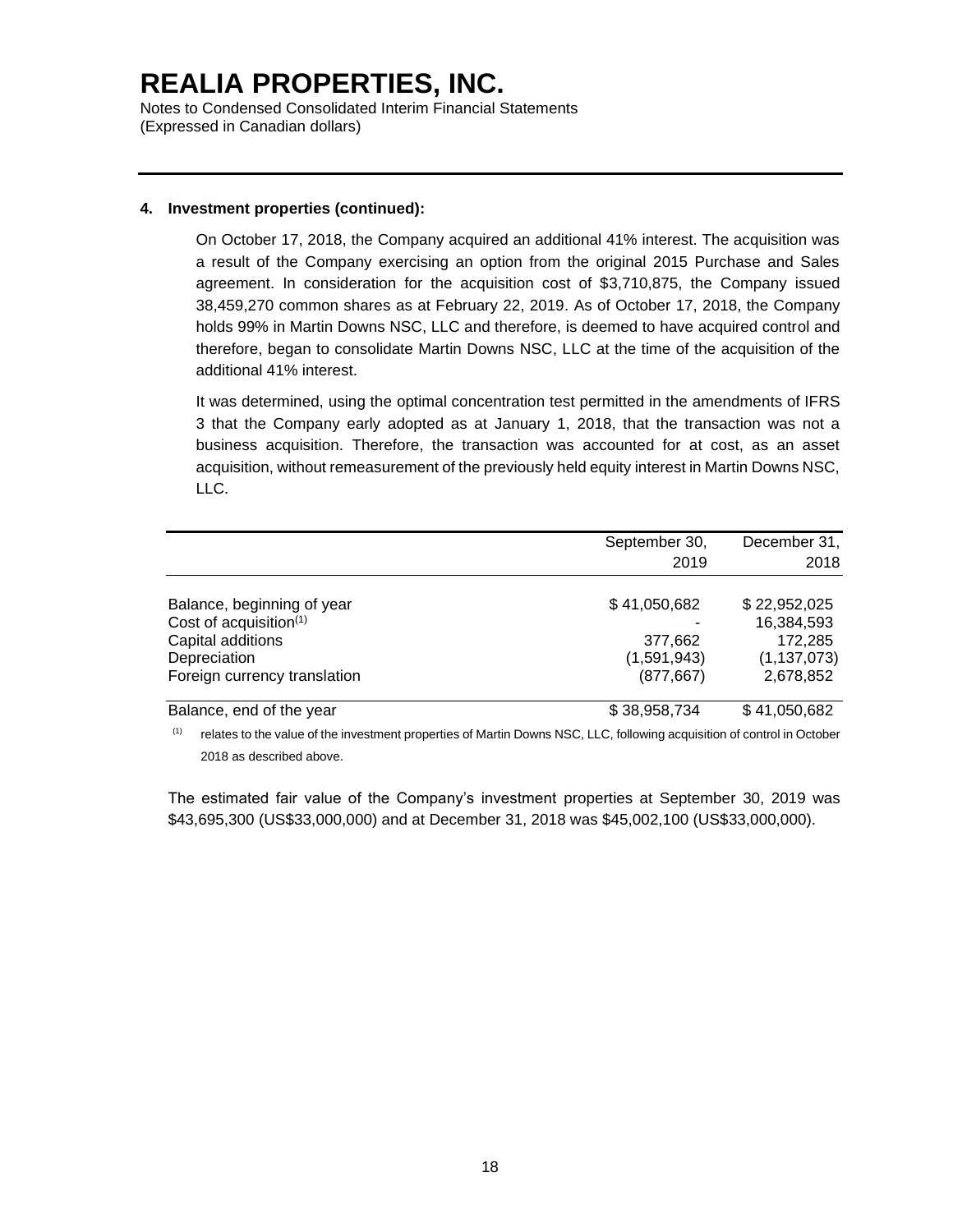**4. Investment properties (continued):**

On October 17, 2018, the Company acquired an additional 41% interest. The acquisition was a result of the Company exercising an option from the original 2015 Purchase and Sales agreement. In consideration for the acquisition cost of $3,710,875, the Company issued 38,459,270 common shares as at February 22, 2019. As of October 17, 2018, the Company holds 99% in Martin Downs NSC, LLC and therefore, is deemed to have acquired control and therefore, began to consolidate Martin Downs NSC, LLC at the time of the acquisition of the additional 41% interest.

It was determined, using the optimal concentration test permitted in the amendments of IFRS 3 that the Company early adopted as at January 1, 2018, that the transaction was not a business acquisition. Therefore, the transaction was accounted for at cost, as an asset acquisition, without remeasurement of the previously held equity interest in Martin Downs NSC, LLC.

| | September 30, 2019 | December 31, 2018 |
|---|---|---|
| Balance, beginning of year | $ 41,050,682 | $ 22,952,025 |
| Cost of acquisition[(1)] | - | 16,384,593 |
| Capital additions | 377,662 | 172,285 |
| Depreciation | (1,591,943) | (1,137,073) |
| Foreign currency translation | (877,667) | 2,678,852 |
| Balance, end of the year | $ 38,958,734 | $ 41,050,682 |

[(1)] relates to the value of the investment properties of Martin Downs NSC, LLC, following acquisition of control in October 2018 as described above.

The estimated fair value of the Company's investment properties at September 30, 2019 was $43,695,300 (US$33,000,000) and at December 31, 2018 was $45,002,100 (US$33,000,000).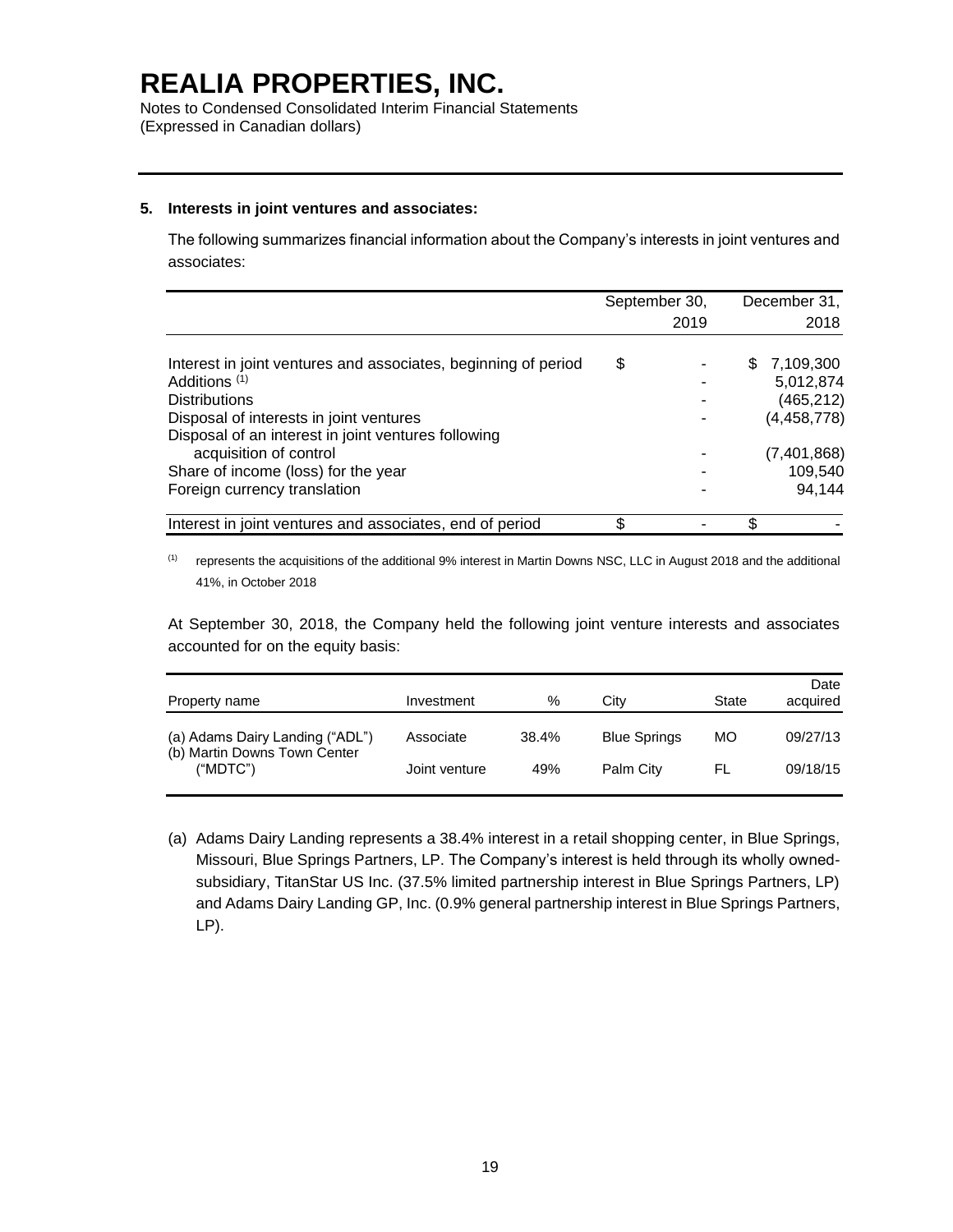# REALIA PROPERTIES, INC.

Notes to Condensed Consolidated Interim Financial Statements
(Expressed in Canadian dollars)

## 5. Interests in joint ventures and associates:

The following summarizes financial information about the Company's interests in joint ventures and associates:

| | September 30, 2019 | December 31, 2018 |
|---|---|---|
| Interest in joint ventures and associates, beginning of period | $ - | $ 7,109,300 |
| Additions [(1)] | - | 5,012,874 |
| Distributions | - | (465,212) |
| Disposal of interests in joint ventures | - | (4,458,778) |
| Disposal of an interest in joint ventures following acquisition of control | - | (7,401,868) |
| Share of income (loss) for the year | - | 109,540 |
| Foreign currency translation | - | 94,144 |
| Interest in joint ventures and associates, end of period | $ - | $ - |

[(1)] represents the acquisitions of the additional 9% interest in Martin Downs NSC, LLC in August 2018 and the additional 41%, in October 2018

At September 30, 2018, the Company held the following joint venture interests and associates accounted for on the equity basis:

| Property name | Investment | % | City | State | Date acquired |
|---|---|---|---|---|---|
| (a) Adams Dairy Landing ("ADL") | Associate | 38.4% | Blue Springs | MO | 09/27/13 |
| (b) Martin Downs Town Center ("MDTC") | Joint venture | 49% | Palm City | FL | 09/18/15 |

(a) Adams Dairy Landing represents a 38.4% interest in a retail shopping center, in Blue Springs, Missouri, Blue Springs Partners, LP. The Company's interest is held through its wholly owned-subsidiary, TitanStar US Inc. (37.5% limited partnership interest in Blue Springs Partners, LP) and Adams Dairy Landing GP, Inc. (0.9% general partnership interest in Blue Springs Partners, LP).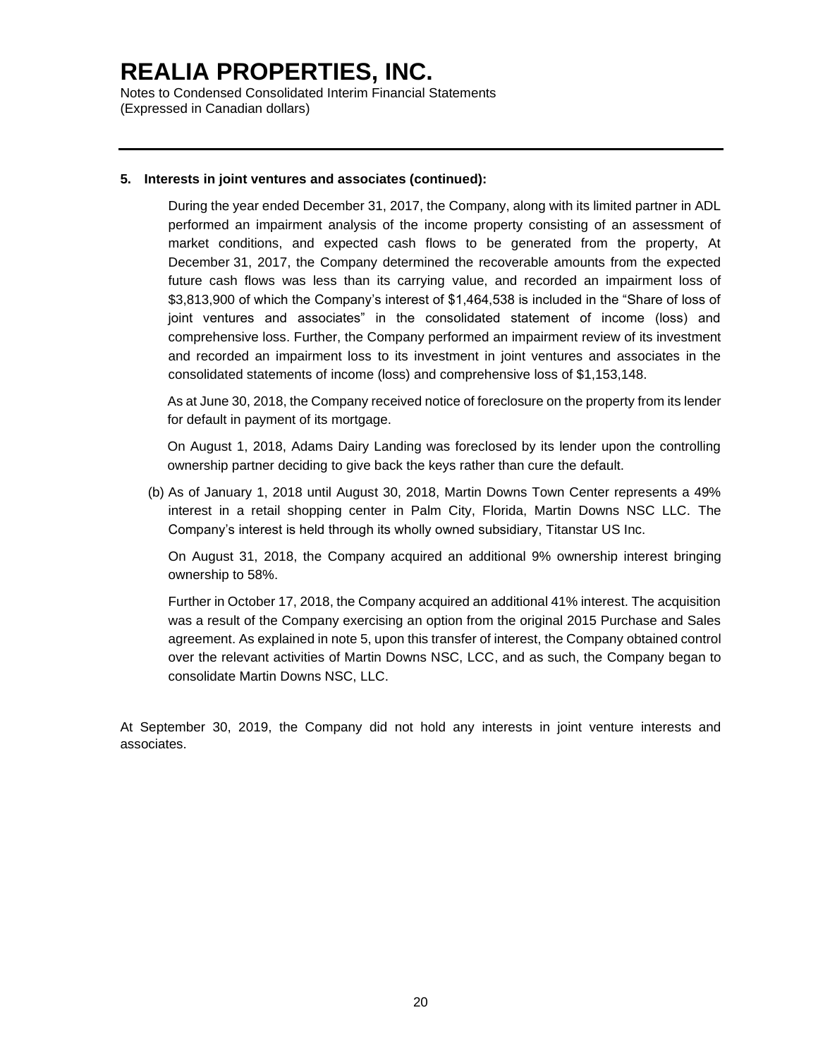**5. Interests in joint ventures and associates (continued):**

During the year ended December 31, 2017, the Company, along with its limited partner in ADL performed an impairment analysis of the income property consisting of an assessment of market conditions, and expected cash flows to be generated from the property, At December 31, 2017, the Company determined the recoverable amounts from the expected future cash flows was less than its carrying value, and recorded an impairment loss of $3,813,900 of which the Company's interest of $1,464,538 is included in the "Share of loss of joint ventures and associates" in the consolidated statement of income (loss) and comprehensive loss. Further, the Company performed an impairment review of its investment and recorded an impairment loss to its investment in joint ventures and associates in the consolidated statements of income (loss) and comprehensive loss of $1,153,148.

As at June 30, 2018, the Company received notice of foreclosure on the property from its lender for default in payment of its mortgage.

On August 1, 2018, Adams Dairy Landing was foreclosed by its lender upon the controlling ownership partner deciding to give back the keys rather than cure the default.

(b) As of January 1, 2018 until August 30, 2018, Martin Downs Town Center represents a 49% interest in a retail shopping center in Palm City, Florida, Martin Downs NSC LLC. The Company's interest is held through its wholly owned subsidiary, Titanstar US Inc.

On August 31, 2018, the Company acquired an additional 9% ownership interest bringing ownership to 58%.

Further in October 17, 2018, the Company acquired an additional 41% interest. The acquisition was a result of the Company exercising an option from the original 2015 Purchase and Sales agreement. As explained in note 5, upon this transfer of interest, the Company obtained control over the relevant activities of Martin Downs NSC, LCC, and as such, the Company began to consolidate Martin Downs NSC, LLC.

At September 30, 2019, the Company did not hold any interests in joint venture interests and associates.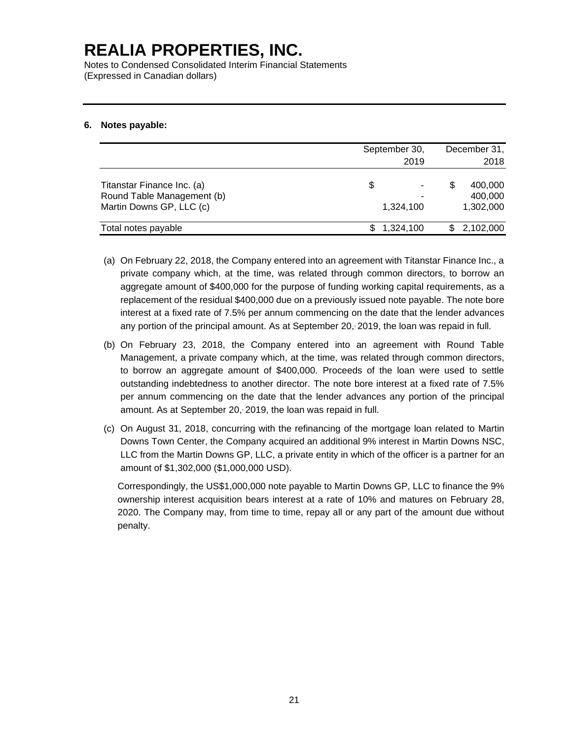# REALIA PROPERTIES, INC.

Notes to Condensed Consolidated Interim Financial Statements
(Expressed in Canadian dollars)

## 6. Notes payable:

| | September 30, 2019 | December 31, 2018 |
|---|---|---|
| Titanstar Finance Inc. (a) | $ - | $ 400,000 |
| Round Table Management (b) | - | 400,000 |
| Martin Downs GP, LLC (c) | 1,324,100 | 1,302,000 |
| Total notes payable | $ 1,324,100 | $ 2,102,000 |

(a) On February 22, 2018, the Company entered into an agreement with Titanstar Finance Inc., a private company which, at the time, was related through common directors, to borrow an aggregate amount of $400,000 for the purpose of funding working capital requirements, as a replacement of the residual $400,000 due on a previously issued note payable. The note bore interest at a fixed rate of 7.5% per annum commencing on the date that the lender advances any portion of the principal amount. As at September 20, 2019, the loan was repaid in full.

(b) On February 23, 2018, the Company entered into an agreement with Round Table Management, a private company which, at the time, was related through common directors, to borrow an aggregate amount of $400,000. Proceeds of the loan were used to settle outstanding indebtedness to another director. The note bore interest at a fixed rate of 7.5% per annum commencing on the date that the lender advances any portion of the principal amount. As at September 20, 2019, the loan was repaid in full.

(c) On August 31, 2018, concurring with the refinancing of the mortgage loan related to Martin Downs Town Center, the Company acquired an additional 9% interest in Martin Downs NSC, LLC from the Martin Downs GP, LLC, a private entity in which of the officer is a partner for an amount of $1,302,000 ($1,000,000 USD).

Correspondingly, the US$1,000,000 note payable to Martin Downs GP, LLC to finance the 9% ownership interest acquisition bears interest at a rate of 10% and matures on February 28, 2020. The Company may, from time to time, repay all or any part of the amount due without penalty.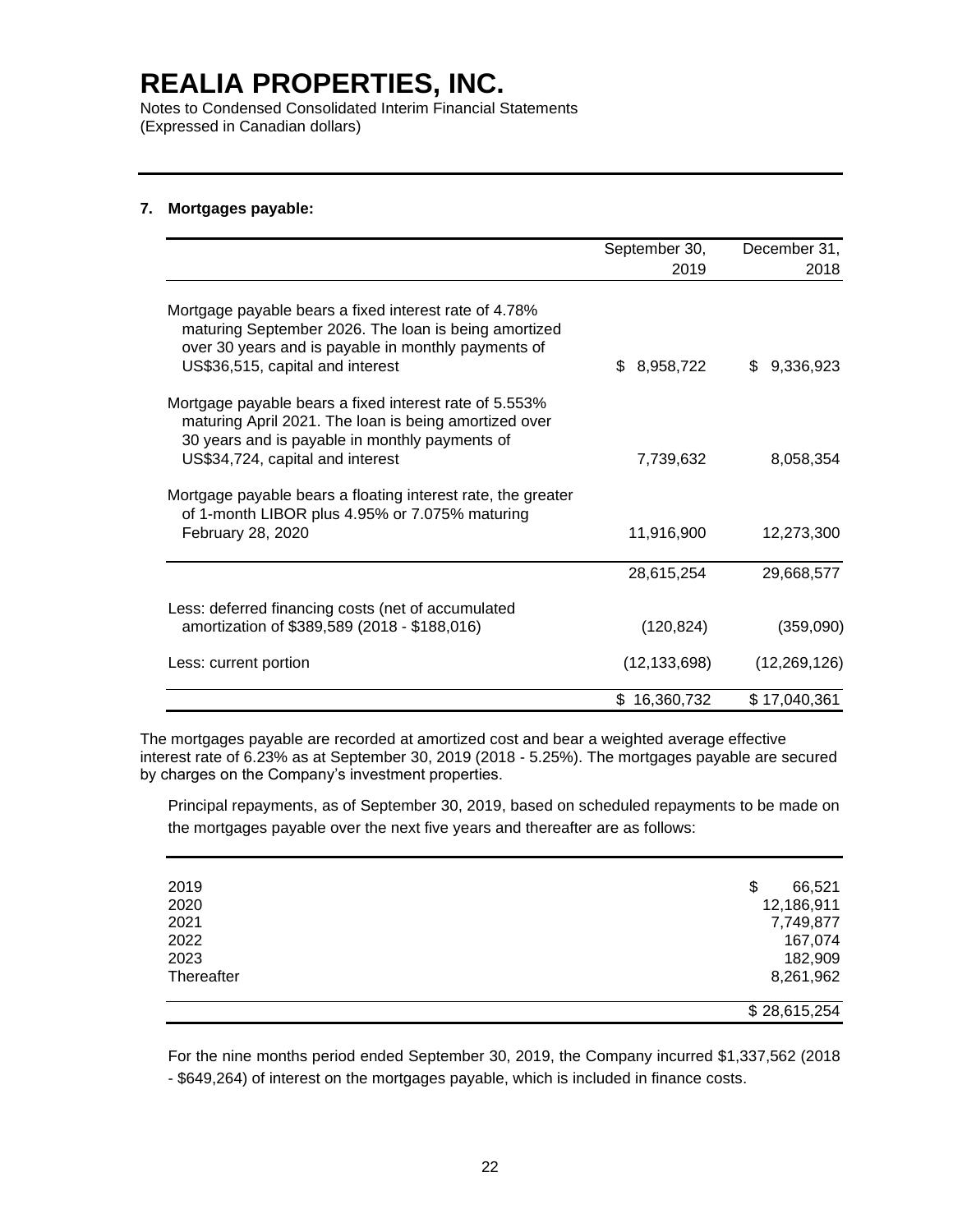# REALIA PROPERTIES, INC.

Notes to Condensed Consolidated Interim Financial Statements
(Expressed in Canadian dollars)

**7. Mortgages payable:**

| | September 30, 2019 | December 31, 2018 |
|---|---|---|
| Mortgage payable bears a fixed interest rate of 4.78% maturing September 2026. The loan is being amortized over 30 years and is payable in monthly payments of US$36,515, capital and interest | $ 8,958,722 | $ 9,336,923 |
| Mortgage payable bears a fixed interest rate of 5.553% maturing April 2021. The loan is being amortized over 30 years and is payable in monthly payments of US$34,724, capital and interest | 7,739,632 | 8,058,354 |
| Mortgage payable bears a floating interest rate, the greater of 1-month LIBOR plus 4.95% or 7.075% maturing February 28, 2020 | 11,916,900 | 12,273,300 |
| | 28,615,254 | 29,668,577 |
| Less: deferred financing costs (net of accumulated amortization of $389,589 (2018 - $188,016) | (120,824) | (359,090) |
| Less: current portion | (12,133,698) | (12,269,126) |
| | $ 16,360,732 | $ 17,040,361 |

The mortgages payable are recorded at amortized cost and bear a weighted average effective interest rate of 6.23% as at September 30, 2019 (2018 - 5.25%). The mortgages payable are secured by charges on the Company's investment properties.

Principal repayments, as of September 30, 2019, based on scheduled repayments to be made on the mortgages payable over the next five years and thereafter are as follows:

| | |
|---|---|
| 2019 | $ 66,521 |
| 2020 | 12,186,911 |
| 2021 | 7,749,877 |
| 2022 | 167,074 |
| 2023 | 182,909 |
| Thereafter | 8,261,962 |
| | $ 28,615,254 |

For the nine months period ended September 30, 2019, the Company incurred $1,337,562 (2018 - $649,264) of interest on the mortgages payable, which is included in finance costs.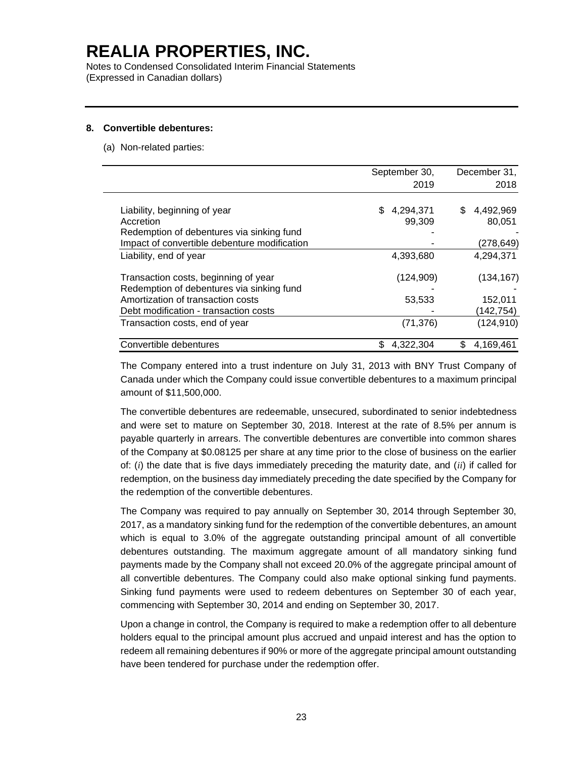# REALIA PROPERTIES, INC.

Notes to Condensed Consolidated Interim Financial Statements
(Expressed in Canadian dollars)

**8. Convertible debentures:**

(a) Non-related parties:

| | September 30, 2019 | December 31, 2018 |
|---|---|---|
| Liability, beginning of year | $ 4,294,371 | $ 4,492,969 |
| Accretion | 99,309 | 80,051 |
| Redemption of debentures via sinking fund | - | - |
| Impact of convertible debenture modification | - | (278,649) |
| Liability, end of year | 4,393,680 | 4,294,371 |
| Transaction costs, beginning of year | (124,909) | (134,167) |
| Redemption of debentures via sinking fund | - | - |
| Amortization of transaction costs | 53,533 | 152,011 |
| Debt modification - transaction costs | - | (142,754) |
| Transaction costs, end of year | (71,376) | (124,910) |
| Convertible debentures | $ 4,322,304 | $ 4,169,461 |

The Company entered into a trust indenture on July 31, 2013 with BNY Trust Company of Canada under which the Company could issue convertible debentures to a maximum principal amount of $11,500,000.

The convertible debentures are redeemable, unsecured, subordinated to senior indebtedness and were set to mature on September 30, 2018. Interest at the rate of 8.5% per annum is payable quarterly in arrears. The convertible debentures are convertible into common shares of the Company at $0.08125 per share at any time prior to the close of business on the earlier of: (*i*) the date that is five days immediately preceding the maturity date, and (*ii*) if called for redemption, on the business day immediately preceding the date specified by the Company for the redemption of the convertible debentures.

The Company was required to pay annually on September 30, 2014 through September 30, 2017, as a mandatory sinking fund for the redemption of the convertible debentures, an amount which is equal to 3.0% of the aggregate outstanding principal amount of all convertible debentures outstanding. The maximum aggregate amount of all mandatory sinking fund payments made by the Company shall not exceed 20.0% of the aggregate principal amount of all convertible debentures. The Company could also make optional sinking fund payments. Sinking fund payments were used to redeem debentures on September 30 of each year, commencing with September 30, 2014 and ending on September 30, 2017.

Upon a change in control, the Company is required to make a redemption offer to all debenture holders equal to the principal amount plus accrued and unpaid interest and has the option to redeem all remaining debentures if 90% or more of the aggregate principal amount outstanding have been tendered for purchase under the redemption offer.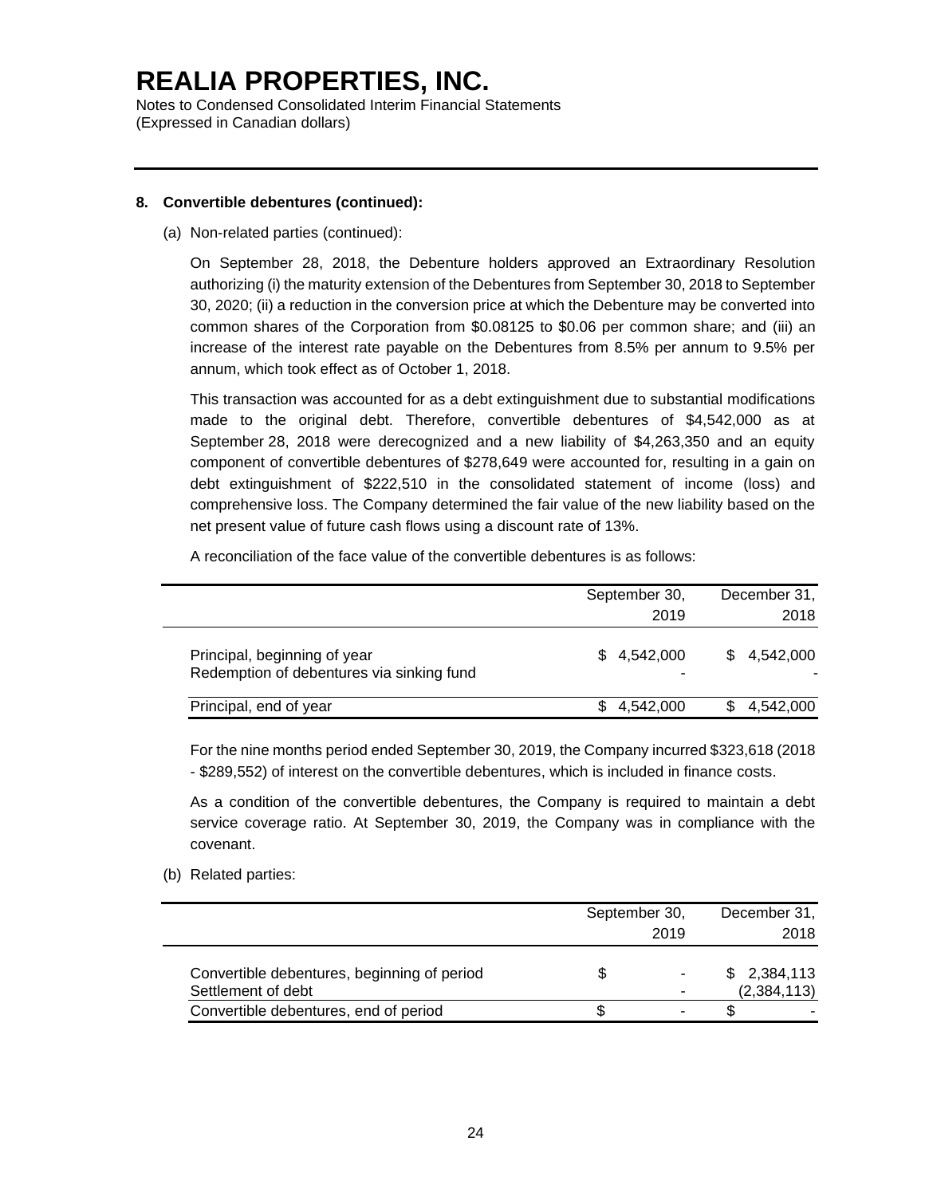**8. Convertible debentures (continued):**

(a) Non-related parties (continued):

On September 28, 2018, the Debenture holders approved an Extraordinary Resolution authorizing (i) the maturity extension of the Debentures from September 30, 2018 to September 30, 2020; (ii) a reduction in the conversion price at which the Debenture may be converted into common shares of the Corporation from $0.08125 to $0.06 per common share; and (iii) an increase of the interest rate payable on the Debentures from 8.5% per annum to 9.5% per annum, which took effect as of October 1, 2018.

This transaction was accounted for as a debt extinguishment due to substantial modifications made to the original debt. Therefore, convertible debentures of $4,542,000 as at September 28, 2018 were derecognized and a new liability of $4,263,350 and an equity component of convertible debentures of $278,649 were accounted for, resulting in a gain on debt extinguishment of $222,510 in the consolidated statement of income (loss) and comprehensive loss. The Company determined the fair value of the new liability based on the net present value of future cash flows using a discount rate of 13%.

A reconciliation of the face value of the convertible debentures is as follows:

| | September 30, 2019 | December 31, 2018 |
|---|---|---|
| Principal, beginning of year | $ 4,542,000 | $ 4,542,000 |
| Redemption of debentures via sinking fund | - | - |
| Principal, end of year | $ 4,542,000 | $ 4,542,000 |

For the nine months period ended September 30, 2019, the Company incurred $323,618 (2018 - $289,552) of interest on the convertible debentures, which is included in finance costs.

As a condition of the convertible debentures, the Company is required to maintain a debt service coverage ratio. At September 30, 2019, the Company was in compliance with the covenant.

(b) Related parties:

| | September 30, 2019 | December 31, 2018 |
|---|---|---|
| Convertible debentures, beginning of period | $ - | $ 2,384,113 |
| Settlement of debt | - | (2,384,113) |
| Convertible debentures, end of period | $ - | $ - |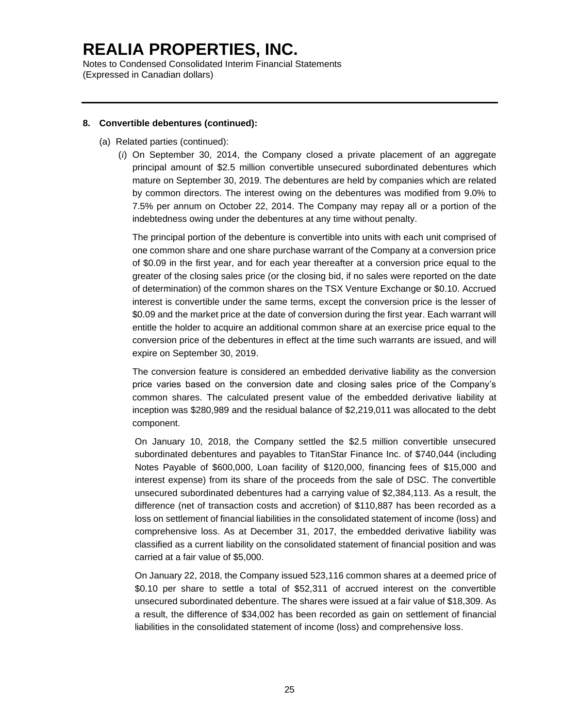# REALIA PROPERTIES, INC.

Notes to Condensed Consolidated Interim Financial Statements
(Expressed in Canadian dollars)

**8. Convertible debentures (continued):**

(a) Related parties (continued):

(*i*) On September 30, 2014, the Company closed a private placement of an aggregate principal amount of $2.5 million convertible unsecured subordinated debentures which mature on September 30, 2019. The debentures are held by companies which are related by common directors. The interest owing on the debentures was modified from 9.0% to 7.5% per annum on October 22, 2014. The Company may repay all or a portion of the indebtedness owing under the debentures at any time without penalty.

The principal portion of the debenture is convertible into units with each unit comprised of one common share and one share purchase warrant of the Company at a conversion price of $0.09 in the first year, and for each year thereafter at a conversion price equal to the greater of the closing sales price (or the closing bid, if no sales were reported on the date of determination) of the common shares on the TSX Venture Exchange or $0.10. Accrued interest is convertible under the same terms, except the conversion price is the lesser of $0.09 and the market price at the date of conversion during the first year. Each warrant will entitle the holder to acquire an additional common share at an exercise price equal to the conversion price of the debentures in effect at the time such warrants are issued, and will expire on September 30, 2019.

The conversion feature is considered an embedded derivative liability as the conversion price varies based on the conversion date and closing sales price of the Company's common shares. The calculated present value of the embedded derivative liability at inception was $280,989 and the residual balance of $2,219,011 was allocated to the debt component.

On January 10, 2018, the Company settled the $2.5 million convertible unsecured subordinated debentures and payables to TitanStar Finance Inc. of $740,044 (including Notes Payable of $600,000, Loan facility of $120,000, financing fees of $15,000 and interest expense) from its share of the proceeds from the sale of DSC. The convertible unsecured subordinated debentures had a carrying value of $2,384,113. As a result, the difference (net of transaction costs and accretion) of $110,887 has been recorded as a loss on settlement of financial liabilities in the consolidated statement of income (loss) and comprehensive loss. As at December 31, 2017, the embedded derivative liability was classified as a current liability on the consolidated statement of financial position and was carried at a fair value of $5,000.

On January 22, 2018, the Company issued 523,116 common shares at a deemed price of $0.10 per share to settle a total of $52,311 of accrued interest on the convertible unsecured subordinated debenture. The shares were issued at a fair value of $18,309. As a result, the difference of $34,002 has been recorded as gain on settlement of financial liabilities in the consolidated statement of income (loss) and comprehensive loss.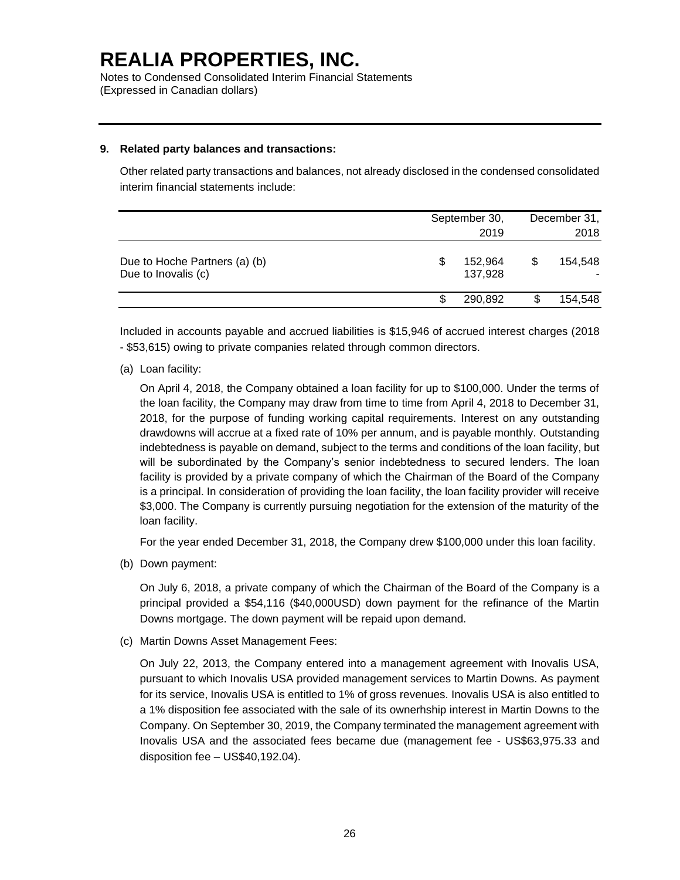# REALIA PROPERTIES, INC.

Notes to Condensed Consolidated Interim Financial Statements
(Expressed in Canadian dollars)

---

**9. Related party balances and transactions:**

Other related party transactions and balances, not already disclosed in the condensed consolidated interim financial statements include:

| | September 30, 2019 | December 31, 2018 |
|---|---|---|
| Due to Hoche Partners (a) (b) | $ 152,964 | $ 154,548 |
| Due to Inovalis (c) | 137,928 | - |
| | $ 290,892 | $ 154,548 |

Included in accounts payable and accrued liabilities is $15,946 of accrued interest charges (2018 - $53,615) owing to private companies related through common directors.

(a) Loan facility:

On April 4, 2018, the Company obtained a loan facility for up to $100,000. Under the terms of the loan facility, the Company may draw from time to time from April 4, 2018 to December 31, 2018, for the purpose of funding working capital requirements. Interest on any outstanding drawdowns will accrue at a fixed rate of 10% per annum, and is payable monthly. Outstanding indebtedness is payable on demand, subject to the terms and conditions of the loan facility, but will be subordinated by the Company's senior indebtedness to secured lenders. The loan facility is provided by a private company of which the Chairman of the Board of the Company is a principal. In consideration of providing the loan facility, the loan facility provider will receive $3,000. The Company is currently pursuing negotiation for the extension of the maturity of the loan facility.

For the year ended December 31, 2018, the Company drew $100,000 under this loan facility.

(b) Down payment:

On July 6, 2018, a private company of which the Chairman of the Board of the Company is a principal provided a $54,116 ($40,000USD) down payment for the refinance of the Martin Downs mortgage. The down payment will be repaid upon demand.

(c) Martin Downs Asset Management Fees:

On July 22, 2013, the Company entered into a management agreement with Inovalis USA, pursuant to which Inovalis USA provided management services to Martin Downs. As payment for its service, Inovalis USA is entitled to 1% of gross revenues. Inovalis USA is also entitled to a 1% disposition fee associated with the sale of its ownerhship interest in Martin Downs to the Company. On September 30, 2019, the Company terminated the management agreement with Inovalis USA and the associated fees became due (management fee - US$63,975.33 and disposition fee – US$40,192.04).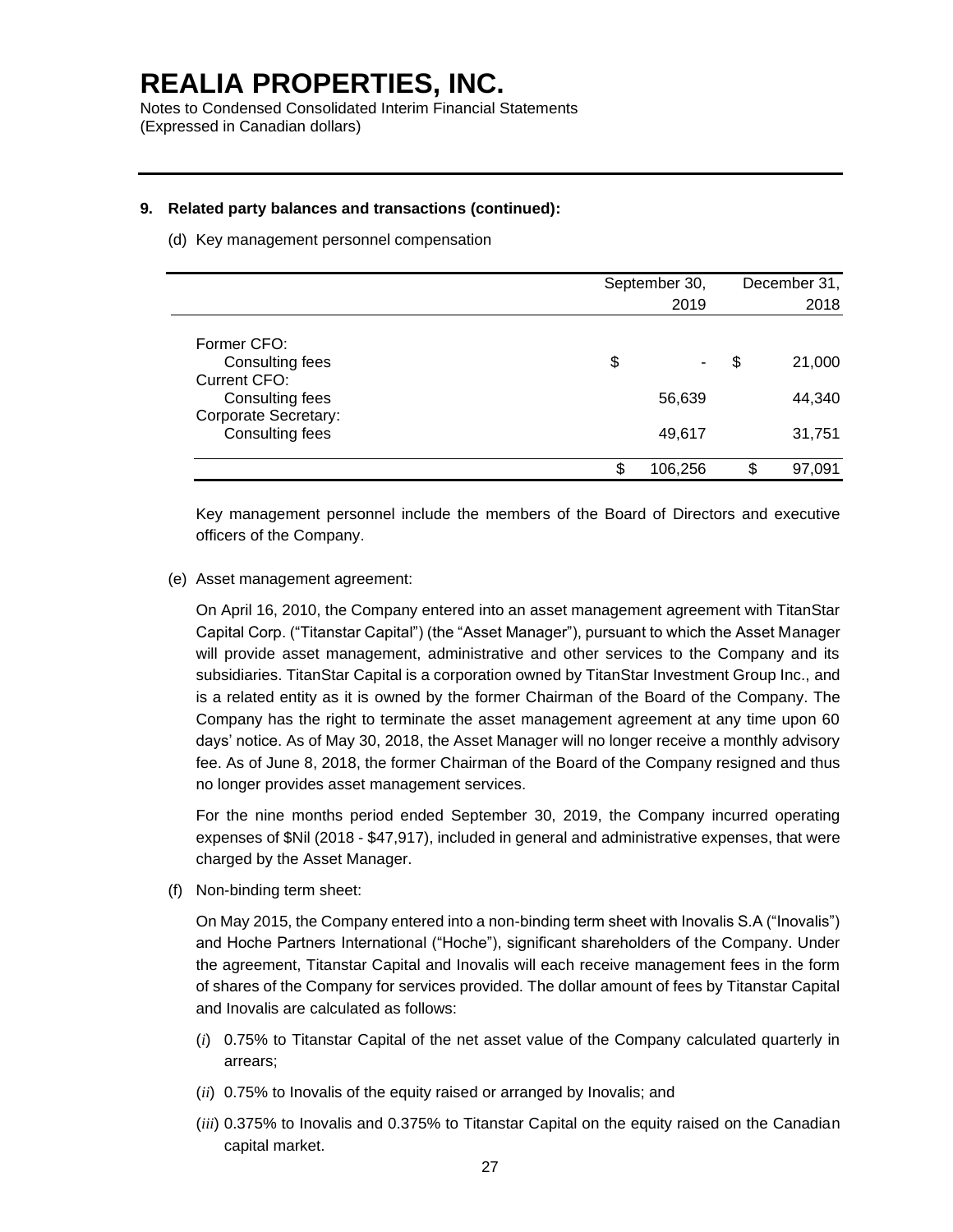# REALIA PROPERTIES, INC.

Notes to Condensed Consolidated Interim Financial Statements
(Expressed in Canadian dollars)

**9. Related party balances and transactions (continued):**

(d) Key management personnel compensation

| | September 30, 2019 | December 31, 2018 |
|---|---|---|
| Former CFO: | | |
| Consulting fees | $ - | $ 21,000 |
| Current CFO: | | |
| Consulting fees | 56,639 | 44,340 |
| Corporate Secretary: | | |
| Consulting fees | 49,617 | 31,751 |
| | $ 106,256 | $ 97,091 |

Key management personnel include the members of the Board of Directors and executive officers of the Company.

(e) Asset management agreement:

On April 16, 2010, the Company entered into an asset management agreement with TitanStar Capital Corp. ("Titanstar Capital") (the "Asset Manager"), pursuant to which the Asset Manager will provide asset management, administrative and other services to the Company and its subsidiaries. TitanStar Capital is a corporation owned by TitanStar Investment Group Inc., and is a related entity as it is owned by the former Chairman of the Board of the Company. The Company has the right to terminate the asset management agreement at any time upon 60 days' notice. As of May 30, 2018, the Asset Manager will no longer receive a monthly advisory fee. As of June 8, 2018, the former Chairman of the Board of the Company resigned and thus no longer provides asset management services.

For the nine months period ended September 30, 2019, the Company incurred operating expenses of $Nil (2018 - $47,917), included in general and administrative expenses, that were charged by the Asset Manager.

(f) Non-binding term sheet:

On May 2015, the Company entered into a non-binding term sheet with Inovalis S.A ("Inovalis") and Hoche Partners International ("Hoche"), significant shareholders of the Company. Under the agreement, Titanstar Capital and Inovalis will each receive management fees in the form of shares of the Company for services provided. The dollar amount of fees by Titanstar Capital and Inovalis are calculated as follows:

(*i*) 0.75% to Titanstar Capital of the net asset value of the Company calculated quarterly in arrears;

(*ii*) 0.75% to Inovalis of the equity raised or arranged by Inovalis; and

(*iii*) 0.375% to Inovalis and 0.375% to Titanstar Capital on the equity raised on the Canadian capital market.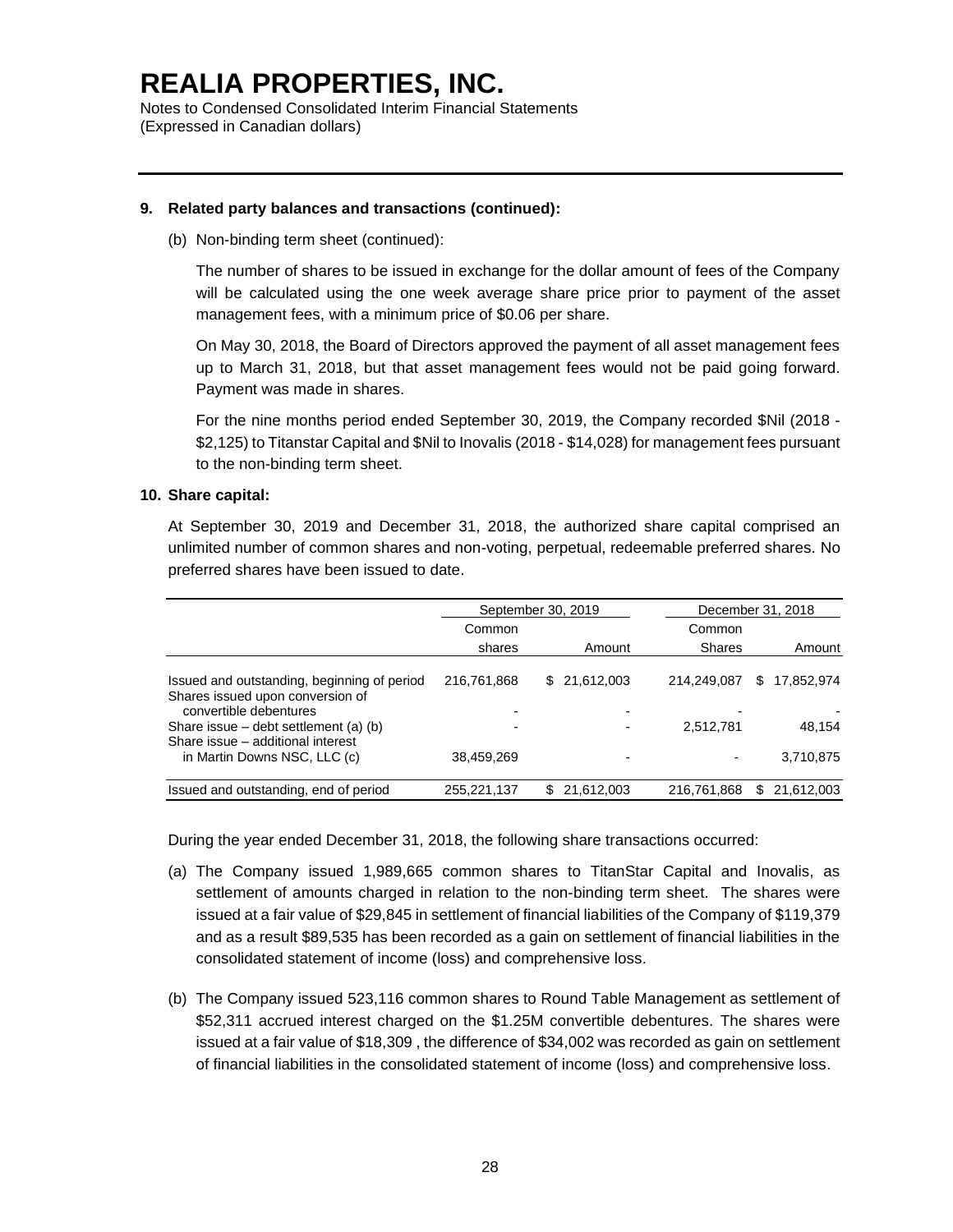# REALIA PROPERTIES, INC.

Notes to Condensed Consolidated Interim Financial Statements
(Expressed in Canadian dollars)

**9. Related party balances and transactions (continued):**

(b) Non-binding term sheet (continued):

The number of shares to be issued in exchange for the dollar amount of fees of the Company will be calculated using the one week average share price prior to payment of the asset management fees, with a minimum price of $0.06 per share.

On May 30, 2018, the Board of Directors approved the payment of all asset management fees up to March 31, 2018, but that asset management fees would not be paid going forward. Payment was made in shares.

For the nine months period ended September 30, 2019, the Company recorded $Nil (2018 - $2,125) to Titanstar Capital and $Nil to Inovalis (2018 - $14,028) for management fees pursuant to the non-binding term sheet.

**10. Share capital:**

At September 30, 2019 and December 31, 2018, the authorized share capital comprised an unlimited number of common shares and non-voting, perpetual, redeemable preferred shares. No preferred shares have been issued to date.

| | September 30, 2019 | | December 31, 2018 | |
|---|---|---|---|---|
| | Common shares | Amount | Common Shares | Amount |
| Issued and outstanding, beginning of period | 216,761,868 | $ 21,612,003 | 214,249,087 | $ 17,852,974 |
| Shares issued upon conversion of convertible debentures | - | - | - | - |
| Share issue – debt settlement (a) (b) | - | - | 2,512,781 | 48,154 |
| Share issue – additional interest in Martin Downs NSC, LLC (c) | 38,459,269 | - | - | 3,710,875 |
| Issued and outstanding, end of period | 255,221,137 | $ 21,612,003 | 216,761,868 | $ 21,612,003 |

During the year ended December 31, 2018, the following share transactions occurred:

(a) The Company issued 1,989,665 common shares to TitanStar Capital and Inovalis, as settlement of amounts charged in relation to the non-binding term sheet. The shares were issued at a fair value of $29,845 in settlement of financial liabilities of the Company of $119,379 and as a result $89,535 has been recorded as a gain on settlement of financial liabilities in the consolidated statement of income (loss) and comprehensive loss.

(b) The Company issued 523,116 common shares to Round Table Management as settlement of $52,311 accrued interest charged on the $1.25M convertible debentures. The shares were issued at a fair value of $18,309 , the difference of $34,002 was recorded as gain on settlement of financial liabilities in the consolidated statement of income (loss) and comprehensive loss.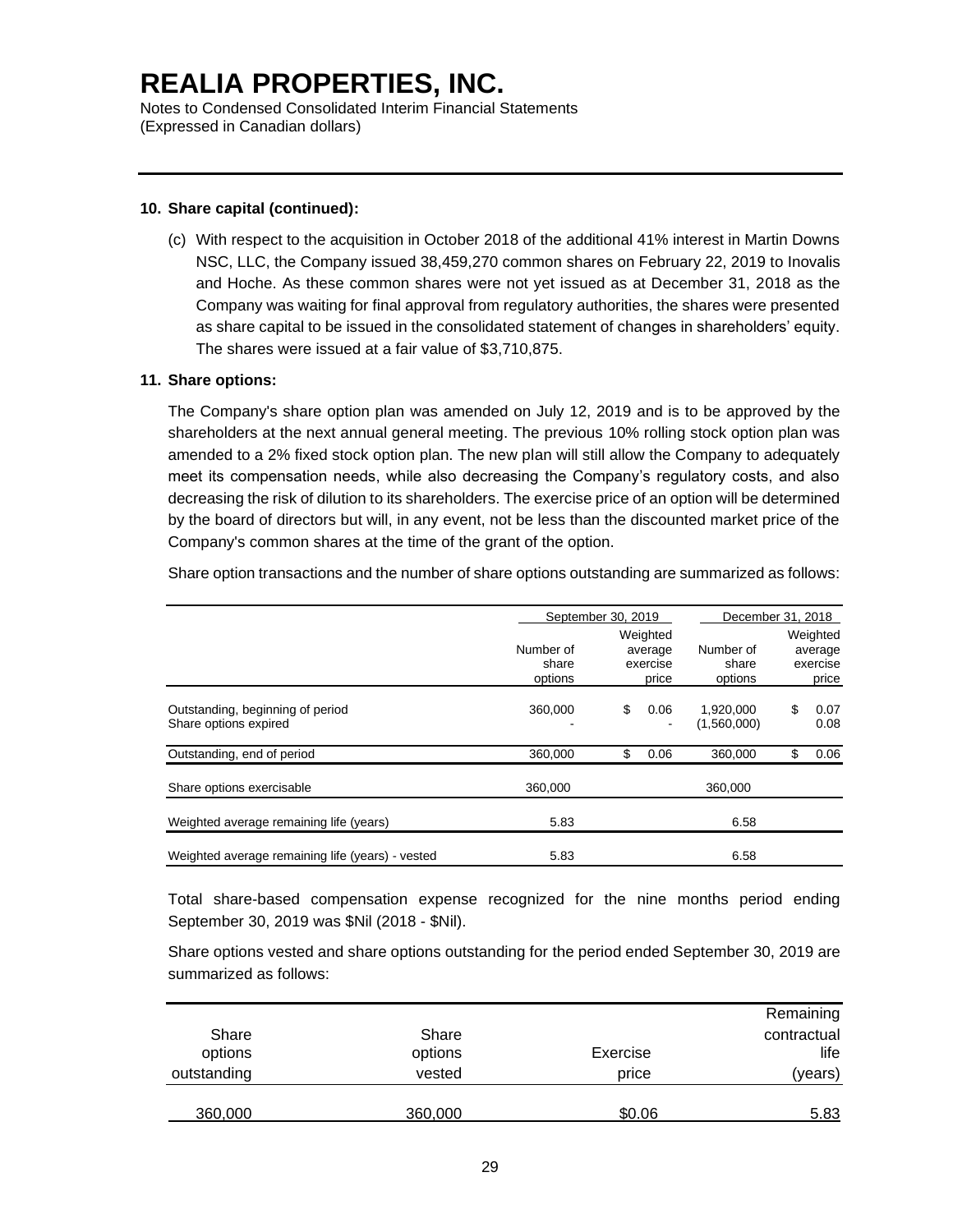# REALIA PROPERTIES, INC.

Notes to Condensed Consolidated Interim Financial Statements
(Expressed in Canadian dollars)

**10. Share capital (continued):**

(c) With respect to the acquisition in October 2018 of the additional 41% interest in Martin Downs NSC, LLC, the Company issued 38,459,270 common shares on February 22, 2019 to Inovalis and Hoche. As these common shares were not yet issued as at December 31, 2018 as the Company was waiting for final approval from regulatory authorities, the shares were presented as share capital to be issued in the consolidated statement of changes in shareholders' equity. The shares were issued at a fair value of $3,710,875.

**11. Share options:**

The Company's share option plan was amended on July 12, 2019 and is to be approved by the shareholders at the next annual general meeting. The previous 10% rolling stock option plan was amended to a 2% fixed stock option plan. The new plan will still allow the Company to adequately meet its compensation needs, while also decreasing the Company's regulatory costs, and also decreasing the risk of dilution to its shareholders. The exercise price of an option will be determined by the board of directors but will, in any event, not be less than the discounted market price of the Company's common shares at the time of the grant of the option.

Share option transactions and the number of share options outstanding are summarized as follows:

| | September 30, 2019 | | December 31, 2018 | |
|---|---|---|---|---|
| | Number of share options | Weighted average exercise price | Number of share options | Weighted average exercise price |
| Outstanding, beginning of period | 360,000 | $ 0.06 | 1,920,000 | $ 0.07 |
| Share options expired | - | - | (1,560,000) | 0.08 |
| Outstanding, end of period | 360,000 | $ 0.06 | 360,000 | $ 0.06 |
| Share options exercisable | 360,000 | | 360,000 | |
| Weighted average remaining life (years) | 5.83 | | 6.58 | |
| Weighted average remaining life (years) - vested | 5.83 | | 6.58 | |

Total share-based compensation expense recognized for the nine months period ending September 30, 2019 was $Nil (2018 - $Nil).

Share options vested and share options outstanding for the period ended September 30, 2019 are summarized as follows:

| Share options outstanding | Share options vested | Exercise price | Remaining contractual life (years) |
|---|---|---|---|
| 360,000 | 360,000 | $0.06 | 5.83 |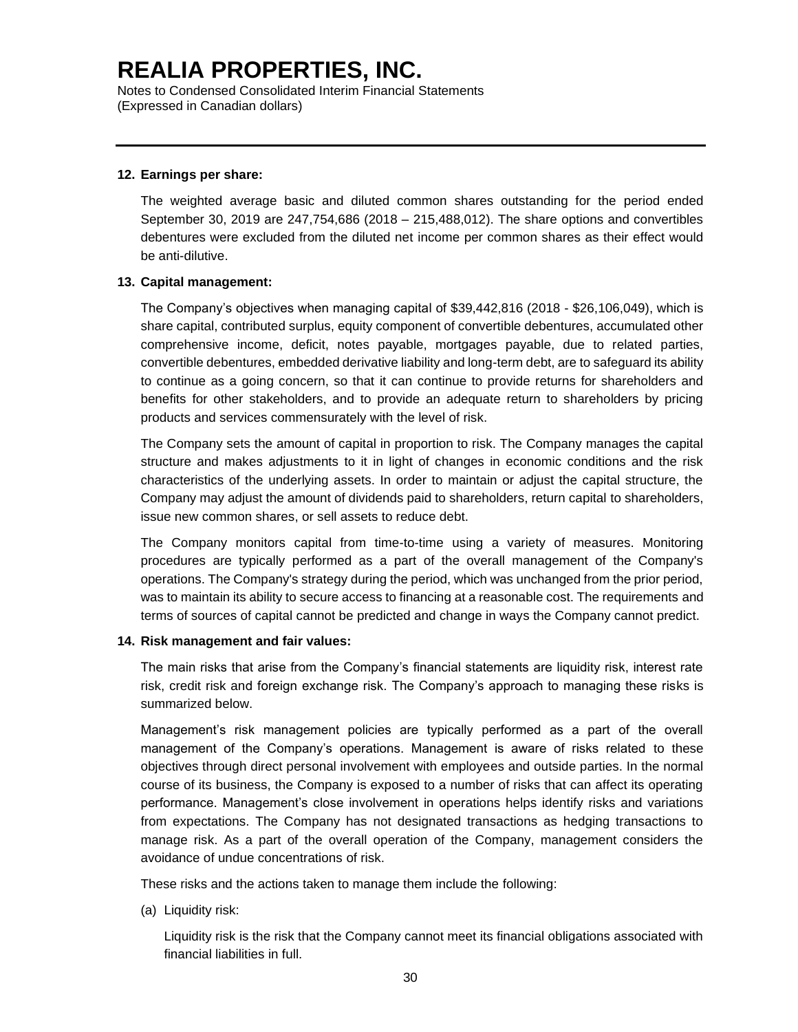# REALIA PROPERTIES, INC.

Notes to Condensed Consolidated Interim Financial Statements
(Expressed in Canadian dollars)

**12. Earnings per share:**

The weighted average basic and diluted common shares outstanding for the period ended September 30, 2019 are 247,754,686 (2018 – 215,488,012). The share options and convertibles debentures were excluded from the diluted net income per common shares as their effect would be anti-dilutive.

**13. Capital management:**

The Company's objectives when managing capital of $39,442,816 (2018 - $26,106,049), which is share capital, contributed surplus, equity component of convertible debentures, accumulated other comprehensive income, deficit, notes payable, mortgages payable, due to related parties, convertible debentures, embedded derivative liability and long-term debt, are to safeguard its ability to continue as a going concern, so that it can continue to provide returns for shareholders and benefits for other stakeholders, and to provide an adequate return to shareholders by pricing products and services commensurately with the level of risk.

The Company sets the amount of capital in proportion to risk. The Company manages the capital structure and makes adjustments to it in light of changes in economic conditions and the risk characteristics of the underlying assets. In order to maintain or adjust the capital structure, the Company may adjust the amount of dividends paid to shareholders, return capital to shareholders, issue new common shares, or sell assets to reduce debt.

The Company monitors capital from time-to-time using a variety of measures. Monitoring procedures are typically performed as a part of the overall management of the Company's operations. The Company's strategy during the period, which was unchanged from the prior period, was to maintain its ability to secure access to financing at a reasonable cost. The requirements and terms of sources of capital cannot be predicted and change in ways the Company cannot predict.

**14. Risk management and fair values:**

The main risks that arise from the Company's financial statements are liquidity risk, interest rate risk, credit risk and foreign exchange risk. The Company's approach to managing these risks is summarized below.

Management's risk management policies are typically performed as a part of the overall management of the Company's operations. Management is aware of risks related to these objectives through direct personal involvement with employees and outside parties. In the normal course of its business, the Company is exposed to a number of risks that can affect its operating performance. Management's close involvement in operations helps identify risks and variations from expectations. The Company has not designated transactions as hedging transactions to manage risk. As a part of the overall operation of the Company, management considers the avoidance of undue concentrations of risk.

These risks and the actions taken to manage them include the following:

(a) Liquidity risk:

Liquidity risk is the risk that the Company cannot meet its financial obligations associated with financial liabilities in full.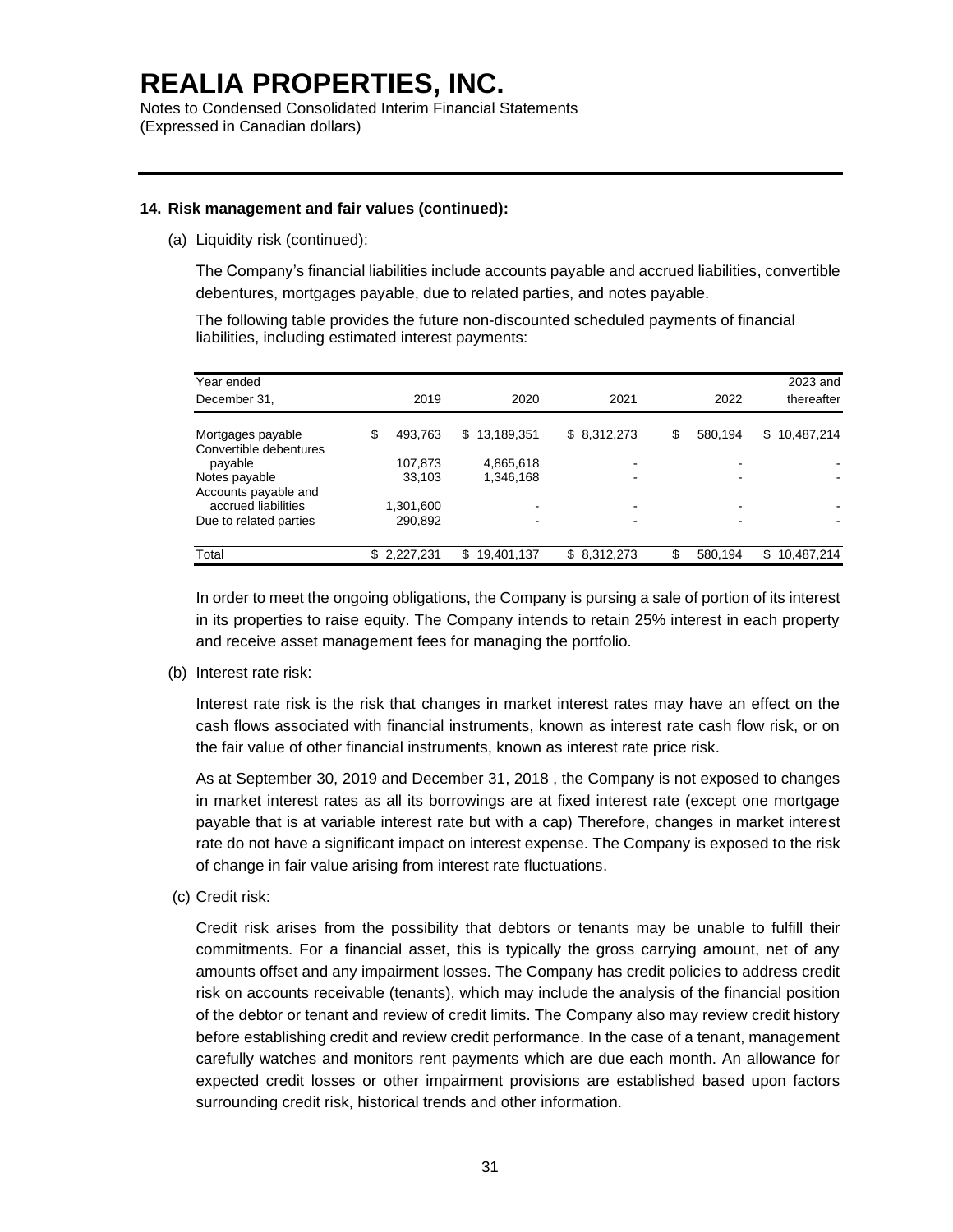**REALIA PROPERTIES, INC.**

Notes to Condensed Consolidated Interim Financial Statements
(Expressed in Canadian dollars)

**14. Risk management and fair values (continued):**

(a) Liquidity risk (continued):

The Company's financial liabilities include accounts payable and accrued liabilities, convertible debentures, mortgages payable, due to related parties, and notes payable.

The following table provides the future non-discounted scheduled payments of financial liabilities, including estimated interest payments:

| Year ended December 31, | 2019 | 2020 | 2021 | 2022 | 2023 and thereafter |
|---|---|---|---|---|---|
| Mortgages payable | $ 493,763 | $ 13,189,351 | $ 8,312,273 | $ 580,194 | $ 10,487,214 |
| Convertible debentures payable | 107,873 | 4,865,618 | - | - | - |
| Notes payable | 33,103 | 1,346,168 | - | - | - |
| Accounts payable and accrued liabilities | 1,301,600 | - | - | - | - |
| Due to related parties | 290,892 | - | - | - | - |
| Total | $ 2,227,231 | $ 19,401,137 | $ 8,312,273 | $ 580,194 | $ 10,487,214 |

In order to meet the ongoing obligations, the Company is pursing a sale of portion of its interest in its properties to raise equity. The Company intends to retain 25% interest in each property and receive asset management fees for managing the portfolio.

(b) Interest rate risk:

Interest rate risk is the risk that changes in market interest rates may have an effect on the cash flows associated with financial instruments, known as interest rate cash flow risk, or on the fair value of other financial instruments, known as interest rate price risk.

As at September 30, 2019 and December 31, 2018 , the Company is not exposed to changes in market interest rates as all its borrowings are at fixed interest rate (except one mortgage payable that is at variable interest rate but with a cap) Therefore, changes in market interest rate do not have a significant impact on interest expense. The Company is exposed to the risk of change in fair value arising from interest rate fluctuations.

(c) Credit risk:

Credit risk arises from the possibility that debtors or tenants may be unable to fulfill their commitments. For a financial asset, this is typically the gross carrying amount, net of any amounts offset and any impairment losses. The Company has credit policies to address credit risk on accounts receivable (tenants), which may include the analysis of the financial position of the debtor or tenant and review of credit limits. The Company also may review credit history before establishing credit and review credit performance. In the case of a tenant, management carefully watches and monitors rent payments which are due each month. An allowance for expected credit losses or other impairment provisions are established based upon factors surrounding credit risk, historical trends and other information.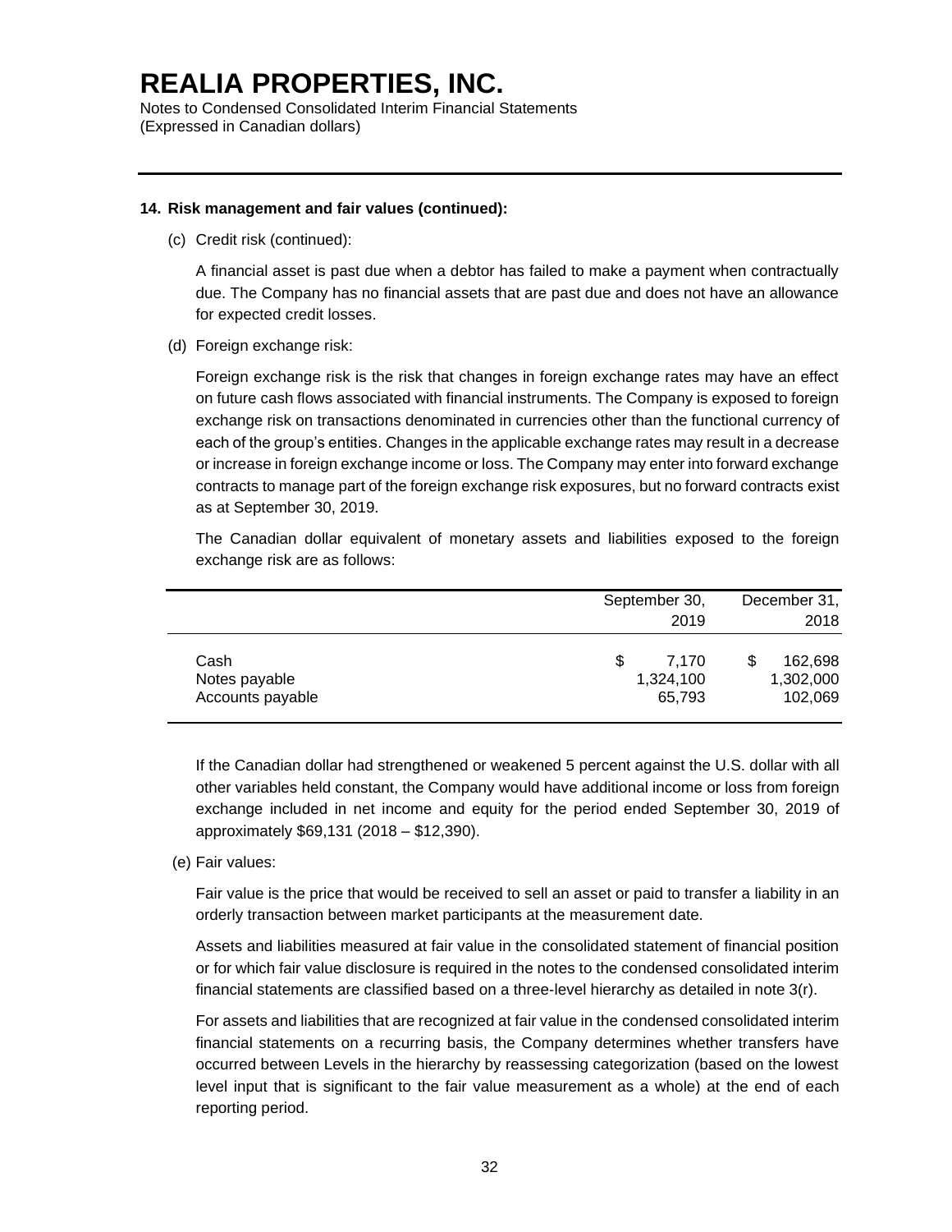# REALIA PROPERTIES, INC.

Notes to Condensed Consolidated Interim Financial Statements
(Expressed in Canadian dollars)

---

**14. Risk management and fair values (continued):**

(c) Credit risk (continued):

A financial asset is past due when a debtor has failed to make a payment when contractually due. The Company has no financial assets that are past due and does not have an allowance for expected credit losses.

(d) Foreign exchange risk:

Foreign exchange risk is the risk that changes in foreign exchange rates may have an effect on future cash flows associated with financial instruments. The Company is exposed to foreign exchange risk on transactions denominated in currencies other than the functional currency of each of the group's entities. Changes in the applicable exchange rates may result in a decrease or increase in foreign exchange income or loss. The Company may enter into forward exchange contracts to manage part of the foreign exchange risk exposures, but no forward contracts exist as at September 30, 2019.

The Canadian dollar equivalent of monetary assets and liabilities exposed to the foreign exchange risk are as follows:

| | September 30, 2019 | December 31, 2018 |
|---|---|---|
| Cash | $ 7,170 | $ 162,698 |
| Notes payable | 1,324,100 | 1,302,000 |
| Accounts payable | 65,793 | 102,069 |

If the Canadian dollar had strengthened or weakened 5 percent against the U.S. dollar with all other variables held constant, the Company would have additional income or loss from foreign exchange included in net income and equity for the period ended September 30, 2019 of approximately $69,131 (2018 – $12,390).

(e) Fair values:

Fair value is the price that would be received to sell an asset or paid to transfer a liability in an orderly transaction between market participants at the measurement date.

Assets and liabilities measured at fair value in the consolidated statement of financial position or for which fair value disclosure is required in the notes to the condensed consolidated interim financial statements are classified based on a three-level hierarchy as detailed in note 3(r).

For assets and liabilities that are recognized at fair value in the condensed consolidated interim financial statements on a recurring basis, the Company determines whether transfers have occurred between Levels in the hierarchy by reassessing categorization (based on the lowest level input that is significant to the fair value measurement as a whole) at the end of each reporting period.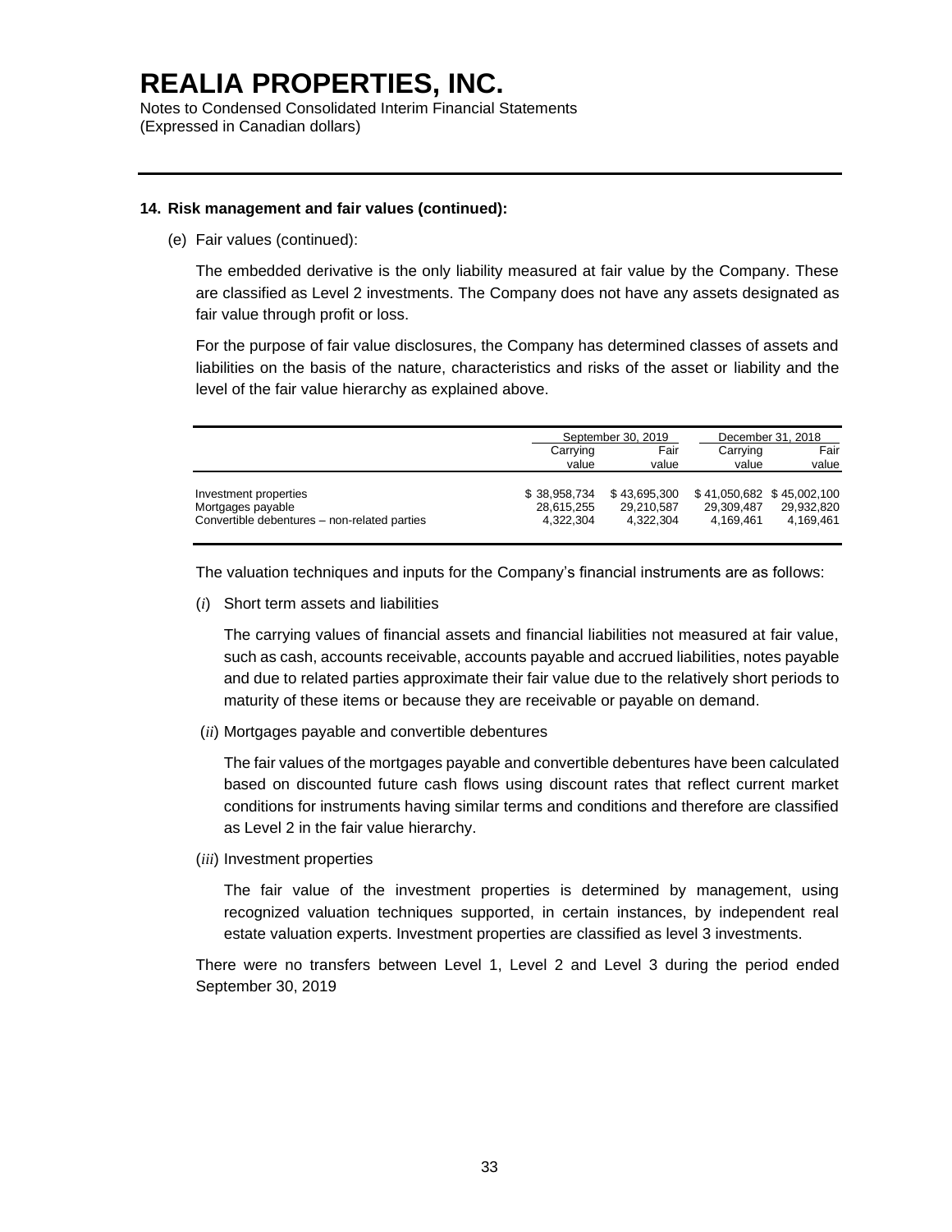# REALIA PROPERTIES, INC.

Notes to Condensed Consolidated Interim Financial Statements
(Expressed in Canadian dollars)

**14. Risk management and fair values (continued):**

(e) Fair values (continued):

The embedded derivative is the only liability measured at fair value by the Company. These are classified as Level 2 investments. The Company does not have any assets designated as fair value through profit or loss.

For the purpose of fair value disclosures, the Company has determined classes of assets and liabilities on the basis of the nature, characteristics and risks of the asset or liability and the level of the fair value hierarchy as explained above.

| | September 30, 2019 | | December 31, 2018 | |
|---|---|---|---|---|
| | Carrying value | Fair value | Carrying value | Fair value |
| Investment properties | $ 38,958,734 | $ 43,695,300 | $ 41,050,682 | $ 45,002,100 |
| Mortgages payable | 28,615,255 | 29,210,587 | 29,309,487 | 29,932,820 |
| Convertible debentures – non-related parties | 4,322,304 | 4,322,304 | 4,169,461 | 4,169,461 |

The valuation techniques and inputs for the Company's financial instruments are as follows:

(*i*) Short term assets and liabilities

The carrying values of financial assets and financial liabilities not measured at fair value, such as cash, accounts receivable, accounts payable and accrued liabilities, notes payable and due to related parties approximate their fair value due to the relatively short periods to maturity of these items or because they are receivable or payable on demand.

(*ii*) Mortgages payable and convertible debentures

The fair values of the mortgages payable and convertible debentures have been calculated based on discounted future cash flows using discount rates that reflect current market conditions for instruments having similar terms and conditions and therefore are classified as Level 2 in the fair value hierarchy.

(*iii*) Investment properties

The fair value of the investment properties is determined by management, using recognized valuation techniques supported, in certain instances, by independent real estate valuation experts. Investment properties are classified as level 3 investments.

There were no transfers between Level 1, Level 2 and Level 3 during the period ended September 30, 2019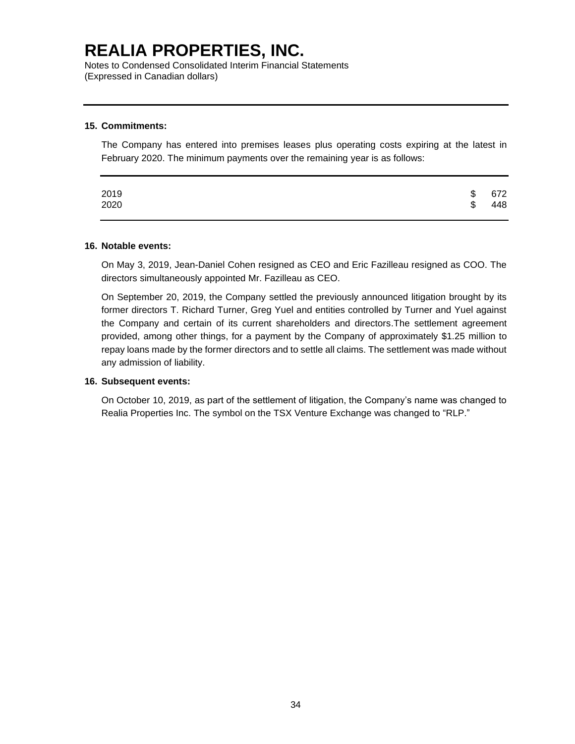# REALIA PROPERTIES, INC.

Notes to Condensed Consolidated Interim Financial Statements
(Expressed in Canadian dollars)

**15. Commitments:**

The Company has entered into premises leases plus operating costs expiring at the latest in February 2020. The minimum payments over the remaining year is as follows:

| | |
|---|---|
| 2019 | $ 672 |
| 2020 | $ 448 |

**16. Notable events:**

On May 3, 2019, Jean-Daniel Cohen resigned as CEO and Eric Fazilleau resigned as COO. The directors simultaneously appointed Mr. Fazilleau as CEO.

On September 20, 2019, the Company settled the previously announced litigation brought by its former directors T. Richard Turner, Greg Yuel and entities controlled by Turner and Yuel against the Company and certain of its current shareholders and directors.The settlement agreement provided, among other things, for a payment by the Company of approximately $1.25 million to repay loans made by the former directors and to settle all claims. The settlement was made without any admission of liability.

**16. Subsequent events:**

On October 10, 2019, as part of the settlement of litigation, the Company's name was changed to Realia Properties Inc. The symbol on the TSX Venture Exchange was changed to "RLP."